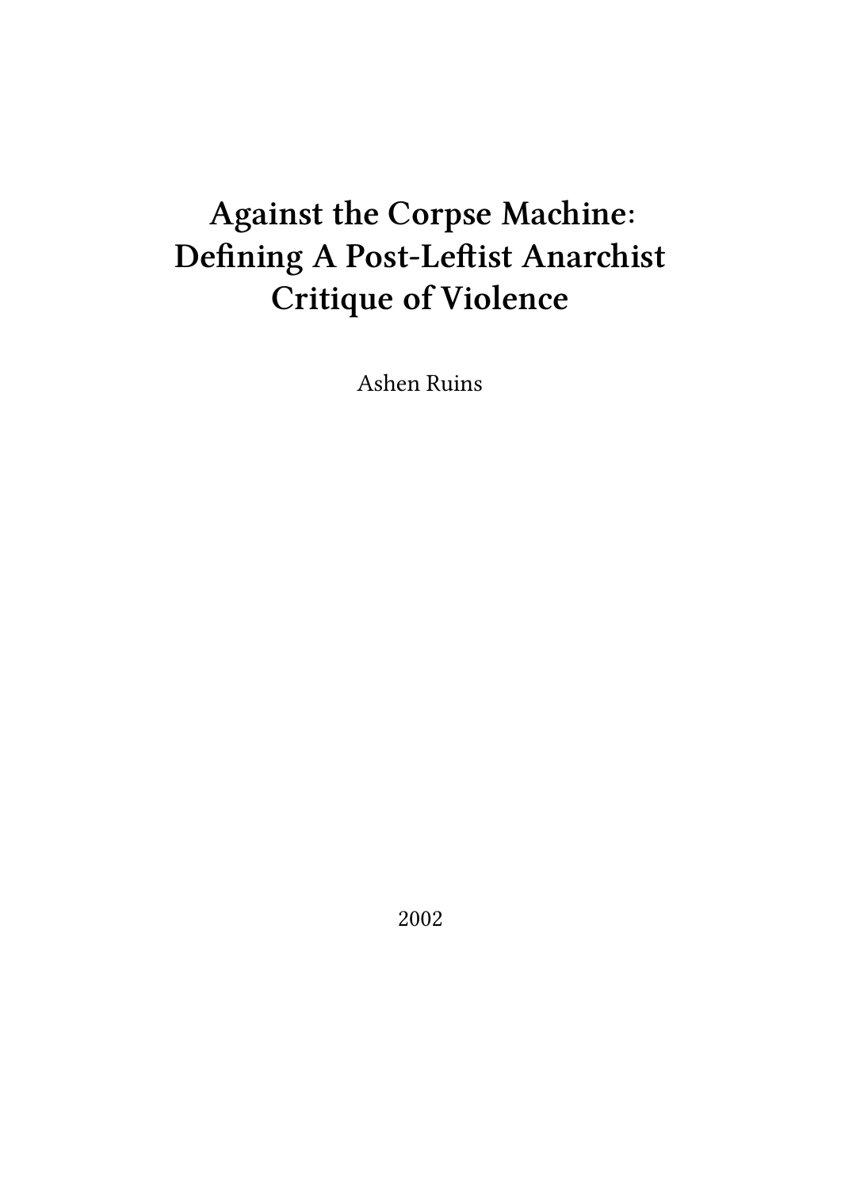# Against the Corpse Machine: Defining A Post-Leftist Anarchist Critique of Violence

Ashen Ruins

2002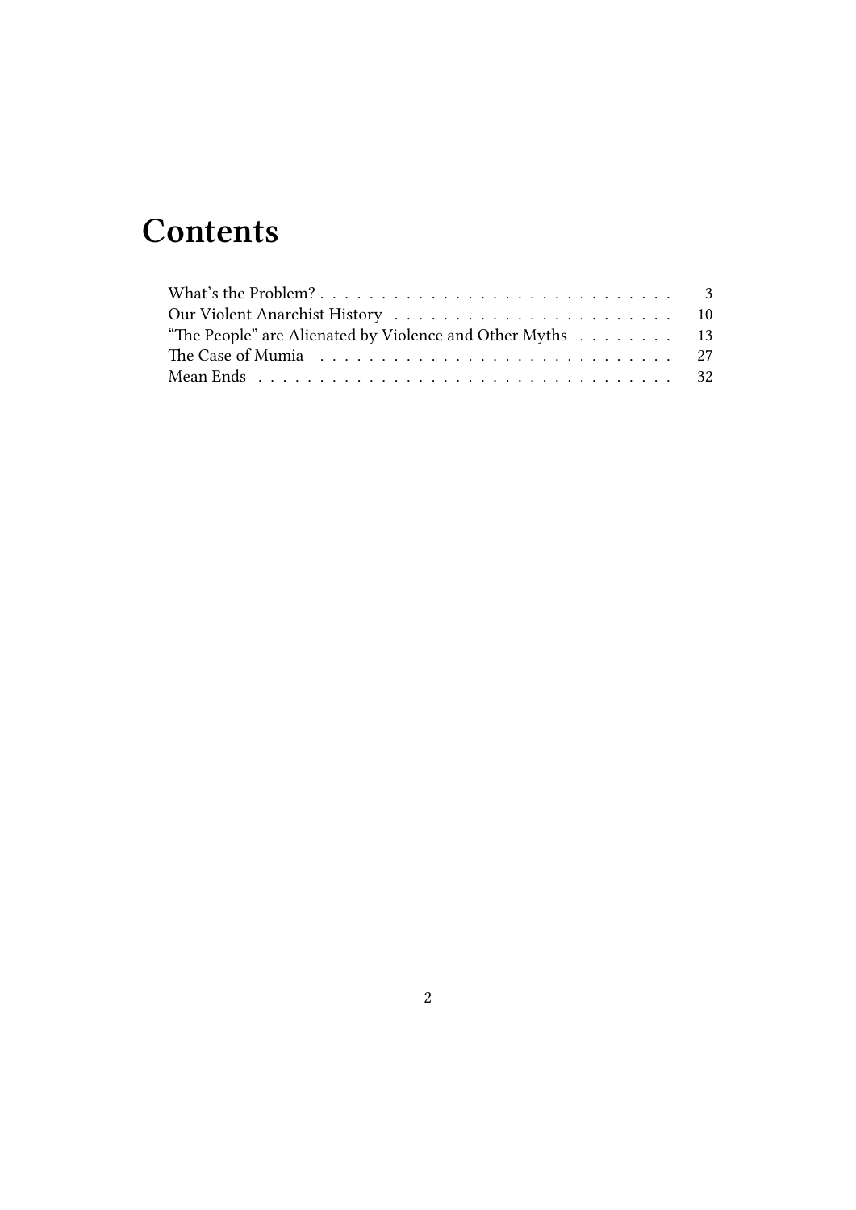# Contents

- What's the Problem? . . . . . 3
- Our Violent Anarchist History . . . . . 10
- "The People" are Alienated by Violence and Other Myths . . . . . 13
- The Case of Mumia . . . . . 27
- Mean Ends . . . . . 32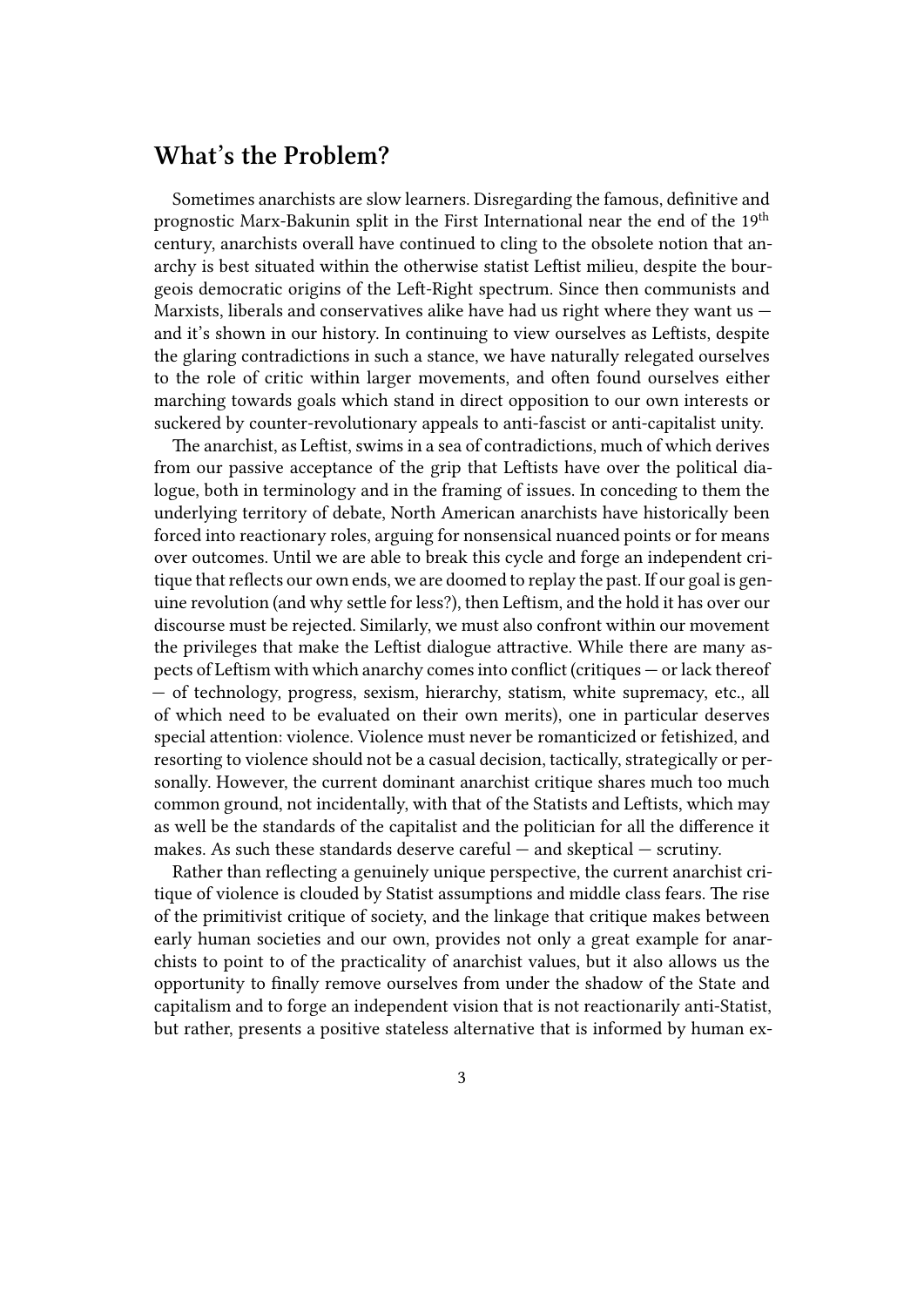## What's the Problem?

Sometimes anarchists are slow learners. Disregarding the famous, definitive and prognostic Marx-Bakunin split in the First International near the end of the 19th century, anarchists overall have continued to cling to the obsolete notion that anarchy is best situated within the otherwise statist Leftist milieu, despite the bourgeois democratic origins of the Left-Right spectrum. Since then communists and Marxists, liberals and conservatives alike have had us right where they want us — and it's shown in our history. In continuing to view ourselves as Leftists, despite the glaring contradictions in such a stance, we have naturally relegated ourselves to the role of critic within larger movements, and often found ourselves either marching towards goals which stand in direct opposition to our own interests or suckered by counter-revolutionary appeals to anti-fascist or anti-capitalist unity.

The anarchist, as Leftist, swims in a sea of contradictions, much of which derives from our passive acceptance of the grip that Leftists have over the political dialogue, both in terminology and in the framing of issues. In conceding to them the underlying territory of debate, North American anarchists have historically been forced into reactionary roles, arguing for nonsensical nuanced points or for means over outcomes. Until we are able to break this cycle and forge an independent critique that reflects our own ends, we are doomed to replay the past. If our goal is genuine revolution (and why settle for less?), then Leftism, and the hold it has over our discourse must be rejected. Similarly, we must also confront within our movement the privileges that make the Leftist dialogue attractive. While there are many aspects of Leftism with which anarchy comes into conflict (critiques — or lack thereof — of technology, progress, sexism, hierarchy, statism, white supremacy, etc., all of which need to be evaluated on their own merits), one in particular deserves special attention: violence. Violence must never be romanticized or fetishized, and resorting to violence should not be a casual decision, tactically, strategically or personally. However, the current dominant anarchist critique shares much too much common ground, not incidentally, with that of the Statists and Leftists, which may as well be the standards of the capitalist and the politician for all the difference it makes. As such these standards deserve careful — and skeptical — scrutiny.

Rather than reflecting a genuinely unique perspective, the current anarchist critique of violence is clouded by Statist assumptions and middle class fears. The rise of the primitivist critique of society, and the linkage that critique makes between early human societies and our own, provides not only a great example for anarchists to point to of the practicality of anarchist values, but it also allows us the opportunity to finally remove ourselves from under the shadow of the State and capitalism and to forge an independent vision that is not reactionarily anti-Statist, but rather, presents a positive stateless alternative that is informed by human ex-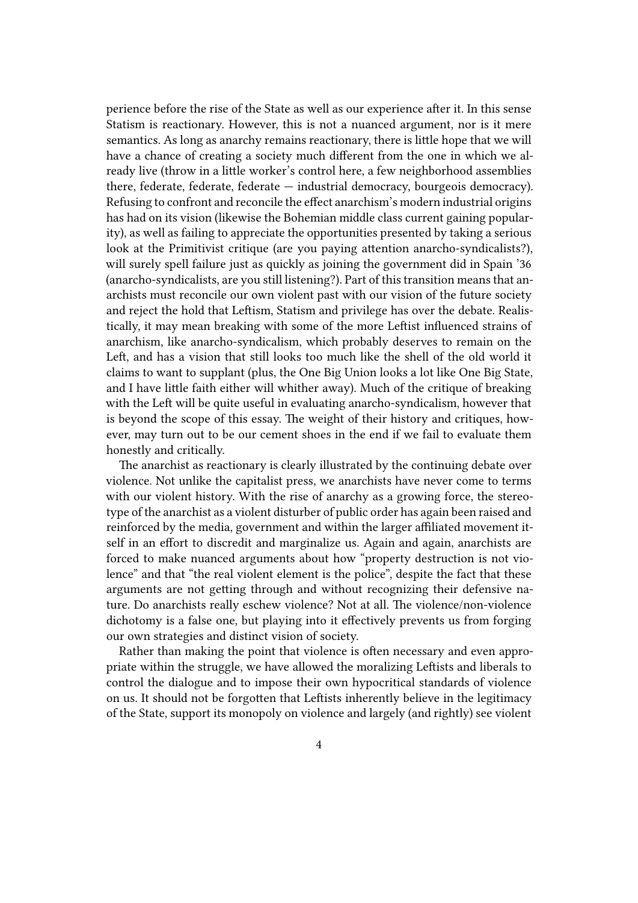perience before the rise of the State as well as our experience after it. In this sense Statism is reactionary. However, this is not a nuanced argument, nor is it mere semantics. As long as anarchy remains reactionary, there is little hope that we will have a chance of creating a society much different from the one in which we already live (throw in a little worker's control here, a few neighborhood assemblies there, federate, federate, federate — industrial democracy, bourgeois democracy). Refusing to confront and reconcile the effect anarchism's modern industrial origins has had on its vision (likewise the Bohemian middle class current gaining popularity), as well as failing to appreciate the opportunities presented by taking a serious look at the Primitivist critique (are you paying attention anarcho-syndicalists?), will surely spell failure just as quickly as joining the government did in Spain '36 (anarcho-syndicalists, are you still listening?). Part of this transition means that anarchists must reconcile our own violent past with our vision of the future society and reject the hold that Leftism, Statism and privilege has over the debate. Realistically, it may mean breaking with some of the more Leftist influenced strains of anarchism, like anarcho-syndicalism, which probably deserves to remain on the Left, and has a vision that still looks too much like the shell of the old world it claims to want to supplant (plus, the One Big Union looks a lot like One Big State, and I have little faith either will whither away). Much of the critique of breaking with the Left will be quite useful in evaluating anarcho-syndicalism, however that is beyond the scope of this essay. The weight of their history and critiques, however, may turn out to be our cement shoes in the end if we fail to evaluate them honestly and critically.

The anarchist as reactionary is clearly illustrated by the continuing debate over violence. Not unlike the capitalist press, we anarchists have never come to terms with our violent history. With the rise of anarchy as a growing force, the stereotype of the anarchist as a violent disturber of public order has again been raised and reinforced by the media, government and within the larger affiliated movement itself in an effort to discredit and marginalize us. Again and again, anarchists are forced to make nuanced arguments about how "property destruction is not violence" and that "the real violent element is the police", despite the fact that these arguments are not getting through and without recognizing their defensive nature. Do anarchists really eschew violence? Not at all. The violence/non-violence dichotomy is a false one, but playing into it effectively prevents us from forging our own strategies and distinct vision of society.

Rather than making the point that violence is often necessary and even appropriate within the struggle, we have allowed the moralizing Leftists and liberals to control the dialogue and to impose their own hypocritical standards of violence on us. It should not be forgotten that Leftists inherently believe in the legitimacy of the State, support its monopoly on violence and largely (and rightly) see violent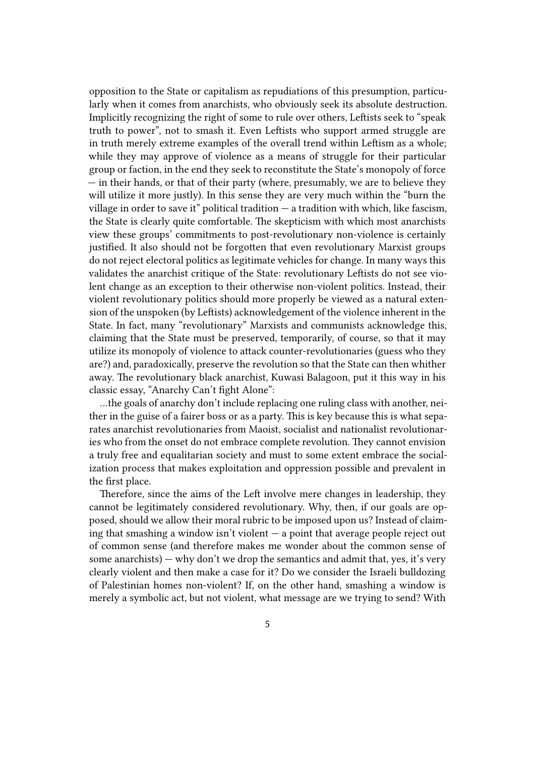opposition to the State or capitalism as repudiations of this presumption, particularly when it comes from anarchists, who obviously seek its absolute destruction. Implicitly recognizing the right of some to rule over others, Leftists seek to "speak truth to power", not to smash it. Even Leftists who support armed struggle are in truth merely extreme examples of the overall trend within Leftism as a whole; while they may approve of violence as a means of struggle for their particular group or faction, in the end they seek to reconstitute the State's monopoly of force — in their hands, or that of their party (where, presumably, we are to believe they will utilize it more justly). In this sense they are very much within the "burn the village in order to save it" political tradition — a tradition with which, like fascism, the State is clearly quite comfortable. The skepticism with which most anarchists view these groups' commitments to post-revolutionary non-violence is certainly justified. It also should not be forgotten that even revolutionary Marxist groups do not reject electoral politics as legitimate vehicles for change. In many ways this validates the anarchist critique of the State: revolutionary Leftists do not see violent change as an exception to their otherwise non-violent politics. Instead, their violent revolutionary politics should more properly be viewed as a natural extension of the unspoken (by Leftists) acknowledgement of the violence inherent in the State. In fact, many "revolutionary" Marxists and communists acknowledge this, claiming that the State must be preserved, temporarily, of course, so that it may utilize its monopoly of violence to attack counter-revolutionaries (guess who they are?) and, paradoxically, preserve the revolution so that the State can then whither away. The revolutionary black anarchist, Kuwasi Balagoon, put it this way in his classic essay, "Anarchy Can't fight Alone":

> …the goals of anarchy don't include replacing one ruling class with another, neither in the guise of a fairer boss or as a party. This is key because this is what separates anarchist revolutionaries from Maoist, socialist and nationalist revolutionaries who from the onset do not embrace complete revolution. They cannot envision a truly free and equalitarian society and must to some extent embrace the socialization process that makes exploitation and oppression possible and prevalent in the first place.

Therefore, since the aims of the Left involve mere changes in leadership, they cannot be legitimately considered revolutionary. Why, then, if our goals are opposed, should we allow their moral rubric to be imposed upon us? Instead of claiming that smashing a window isn't violent — a point that average people reject out of common sense (and therefore makes me wonder about the common sense of some anarchists) — why don't we drop the semantics and admit that, yes, it's very clearly violent and then make a case for it? Do we consider the Israeli bulldozing of Palestinian homes non-violent? If, on the other hand, smashing a window is merely a symbolic act, but not violent, what message are we trying to send? With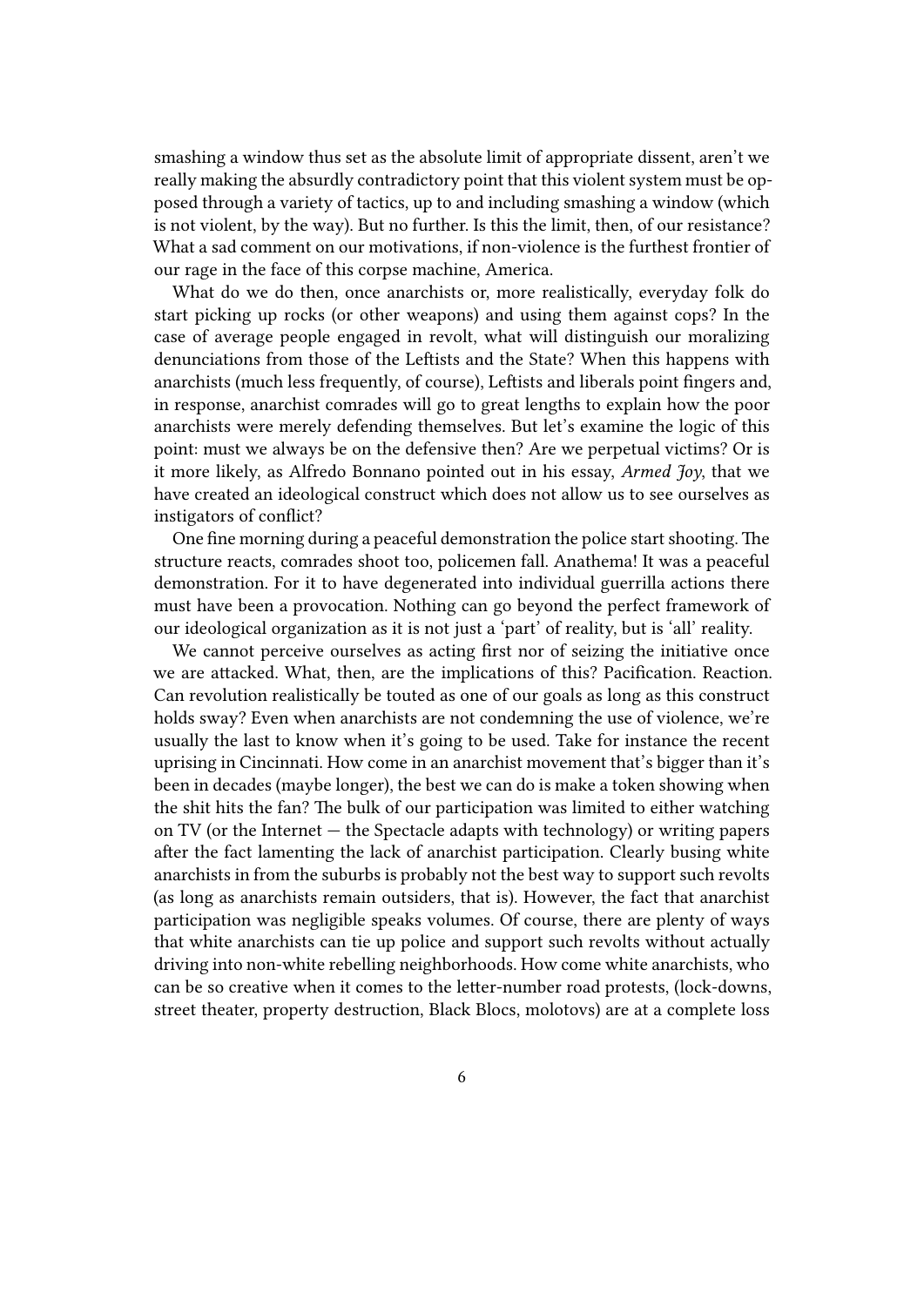smashing a window thus set as the absolute limit of appropriate dissent, aren't we really making the absurdly contradictory point that this violent system must be opposed through a variety of tactics, up to and including smashing a window (which is not violent, by the way). But no further. Is this the limit, then, of our resistance? What a sad comment on our motivations, if non-violence is the furthest frontier of our rage in the face of this corpse machine, America.

What do we do then, once anarchists or, more realistically, everyday folk do start picking up rocks (or other weapons) and using them against cops? In the case of average people engaged in revolt, what will distinguish our moralizing denunciations from those of the Leftists and the State? When this happens with anarchists (much less frequently, of course), Leftists and liberals point fingers and, in response, anarchist comrades will go to great lengths to explain how the poor anarchists were merely defending themselves. But let's examine the logic of this point: must we always be on the defensive then? Are we perpetual victims? Or is it more likely, as Alfredo Bonnano pointed out in his essay, *Armed Joy*, that we have created an ideological construct which does not allow us to see ourselves as instigators of conflict?

One fine morning during a peaceful demonstration the police start shooting. The structure reacts, comrades shoot too, policemen fall. Anathema! It was a peaceful demonstration. For it to have degenerated into individual guerrilla actions there must have been a provocation. Nothing can go beyond the perfect framework of our ideological organization as it is not just a 'part' of reality, but is 'all' reality.

We cannot perceive ourselves as acting first nor of seizing the initiative once we are attacked. What, then, are the implications of this? Pacification. Reaction. Can revolution realistically be touted as one of our goals as long as this construct holds sway? Even when anarchists are not condemning the use of violence, we're usually the last to know when it's going to be used. Take for instance the recent uprising in Cincinnati. How come in an anarchist movement that's bigger than it's been in decades (maybe longer), the best we can do is make a token showing when the shit hits the fan? The bulk of our participation was limited to either watching on TV (or the Internet — the Spectacle adapts with technology) or writing papers after the fact lamenting the lack of anarchist participation. Clearly busing white anarchists in from the suburbs is probably not the best way to support such revolts (as long as anarchists remain outsiders, that is). However, the fact that anarchist participation was negligible speaks volumes. Of course, there are plenty of ways that white anarchists can tie up police and support such revolts without actually driving into non-white rebelling neighborhoods. How come white anarchists, who can be so creative when it comes to the letter-number road protests, (lock-downs, street theater, property destruction, Black Blocs, molotovs) are at a complete loss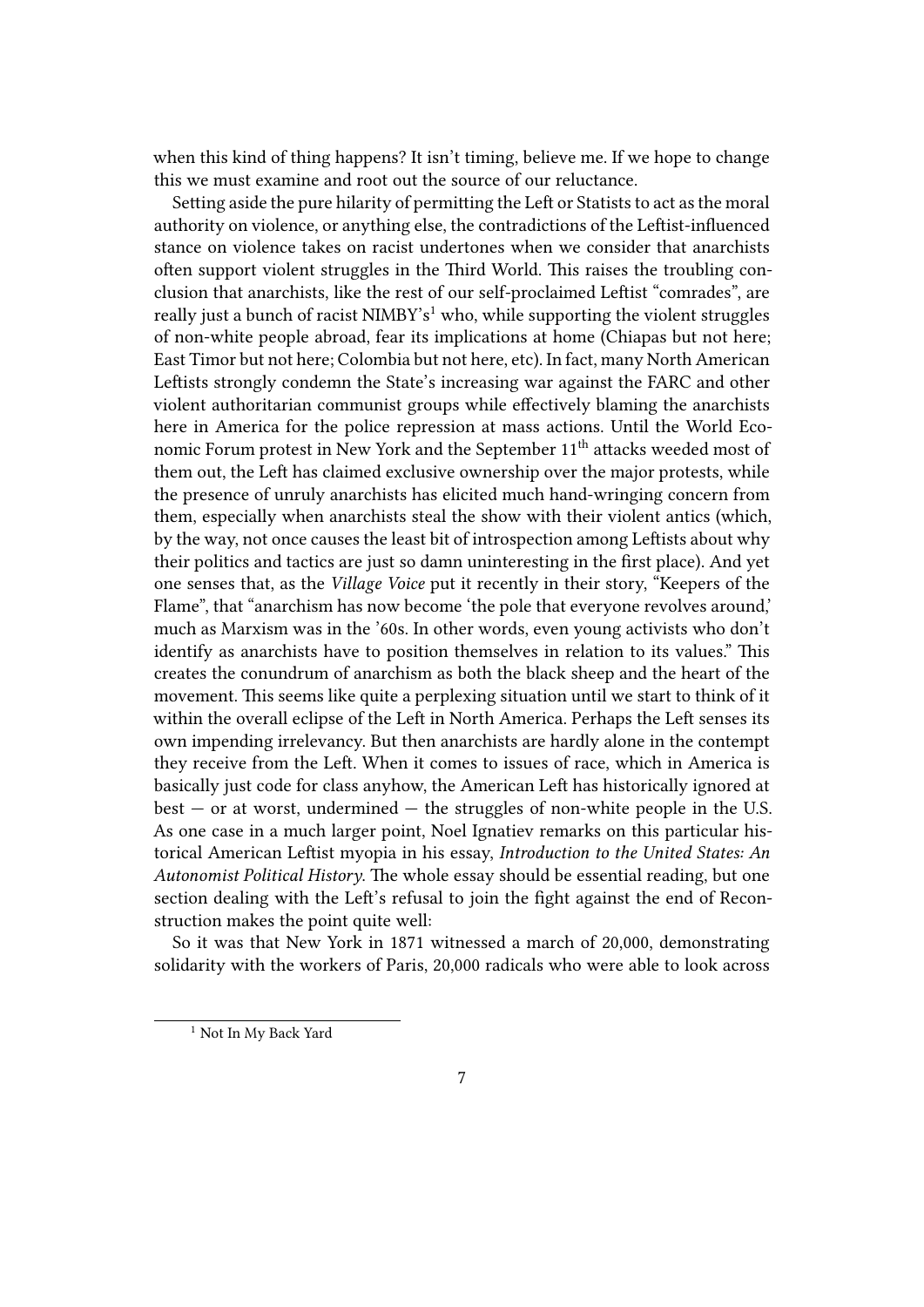when this kind of thing happens? It isn't timing, believe me. If we hope to change this we must examine and root out the source of our reluctance.

Setting aside the pure hilarity of permitting the Left or Statists to act as the moral authority on violence, or anything else, the contradictions of the Leftist-influenced stance on violence takes on racist undertones when we consider that anarchists often support violent struggles in the Third World. This raises the troubling conclusion that anarchists, like the rest of our self-proclaimed Leftist "comrades", are really just a bunch of racist NIMBY's[1] who, while supporting the violent struggles of non-white people abroad, fear its implications at home (Chiapas but not here; East Timor but not here; Colombia but not here, etc). In fact, many North American Leftists strongly condemn the State's increasing war against the FARC and other violent authoritarian communist groups while effectively blaming the anarchists here in America for the police repression at mass actions. Until the World Economic Forum protest in New York and the September 11th attacks weeded most of them out, the Left has claimed exclusive ownership over the major protests, while the presence of unruly anarchists has elicited much hand-wringing concern from them, especially when anarchists steal the show with their violent antics (which, by the way, not once causes the least bit of introspection among Leftists about why their politics and tactics are just so damn uninteresting in the first place). And yet one senses that, as the *Village Voice* put it recently in their story, "Keepers of the Flame", that "anarchism has now become 'the pole that everyone revolves around,' much as Marxism was in the '60s. In other words, even young activists who don't identify as anarchists have to position themselves in relation to its values." This creates the conundrum of anarchism as both the black sheep and the heart of the movement. This seems like quite a perplexing situation until we start to think of it within the overall eclipse of the Left in North America. Perhaps the Left senses its own impending irrelevancy. But then anarchists are hardly alone in the contempt they receive from the Left. When it comes to issues of race, which in America is basically just code for class anyhow, the American Left has historically ignored at best — or at worst, undermined — the struggles of non-white people in the U.S. As one case in a much larger point, Noel Ignatiev remarks on this particular historical American Leftist myopia in his essay, *Introduction to the United States: An Autonomist Political History*. The whole essay should be essential reading, but one section dealing with the Left's refusal to join the fight against the end of Reconstruction makes the point quite well:

So it was that New York in 1871 witnessed a march of 20,000, demonstrating solidarity with the workers of Paris, 20,000 radicals who were able to look across

[1] Not In My Back Yard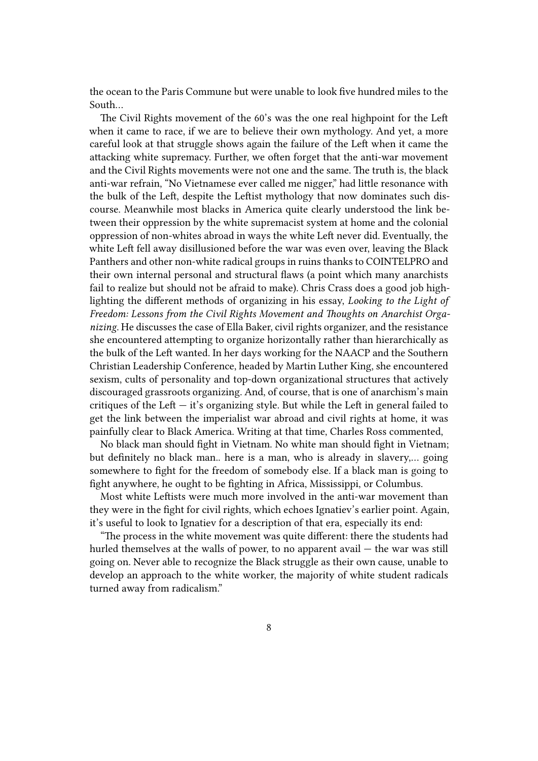the ocean to the Paris Commune but were unable to look five hundred miles to the South…

The Civil Rights movement of the 60's was the one real highpoint for the Left when it came to race, if we are to believe their own mythology. And yet, a more careful look at that struggle shows again the failure of the Left when it came the attacking white supremacy. Further, we often forget that the anti-war movement and the Civil Rights movements were not one and the same. The truth is, the black anti-war refrain, "No Vietnamese ever called me nigger," had little resonance with the bulk of the Left, despite the Leftist mythology that now dominates such discourse. Meanwhile most blacks in America quite clearly understood the link between their oppression by the white supremacist system at home and the colonial oppression of non-whites abroad in ways the white Left never did. Eventually, the white Left fell away disillusioned before the war was even over, leaving the Black Panthers and other non-white radical groups in ruins thanks to COINTELPRO and their own internal personal and structural flaws (a point which many anarchists fail to realize but should not be afraid to make). Chris Crass does a good job highlighting the different methods of organizing in his essay, *Looking to the Light of Freedom: Lessons from the Civil Rights Movement and Thoughts on Anarchist Organizing*. He discusses the case of Ella Baker, civil rights organizer, and the resistance she encountered attempting to organize horizontally rather than hierarchically as the bulk of the Left wanted. In her days working for the NAACP and the Southern Christian Leadership Conference, headed by Martin Luther King, she encountered sexism, cults of personality and top-down organizational structures that actively discouraged grassroots organizing. And, of course, that is one of anarchism's main critiques of the Left — it's organizing style. But while the Left in general failed to get the link between the imperialist war abroad and civil rights at home, it was painfully clear to Black America. Writing at that time, Charles Ross commented,

No black man should fight in Vietnam. No white man should fight in Vietnam; but definitely no black man.. here is a man, who is already in slavery,… going somewhere to fight for the freedom of somebody else. If a black man is going to fight anywhere, he ought to be fighting in Africa, Mississippi, or Columbus.

Most white Leftists were much more involved in the anti-war movement than they were in the fight for civil rights, which echoes Ignatiev's earlier point. Again, it's useful to look to Ignatiev for a description of that era, especially its end:

"The process in the white movement was quite different: there the students had hurled themselves at the walls of power, to no apparent avail — the war was still going on. Never able to recognize the Black struggle as their own cause, unable to develop an approach to the white worker, the majority of white student radicals turned away from radicalism."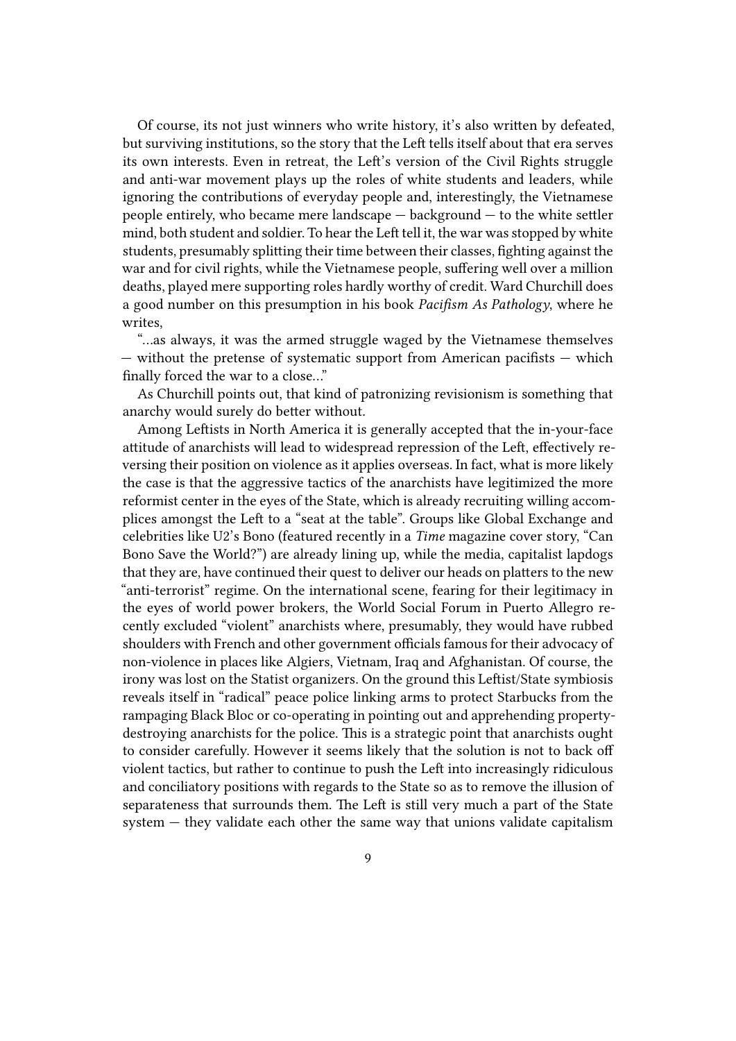Of course, its not just winners who write history, it's also written by defeated, but surviving institutions, so the story that the Left tells itself about that era serves its own interests. Even in retreat, the Left's version of the Civil Rights struggle and anti-war movement plays up the roles of white students and leaders, while ignoring the contributions of everyday people and, interestingly, the Vietnamese people entirely, who became mere landscape — background — to the white settler mind, both student and soldier. To hear the Left tell it, the war was stopped by white students, presumably splitting their time between their classes, fighting against the war and for civil rights, while the Vietnamese people, suffering well over a million deaths, played mere supporting roles hardly worthy of credit. Ward Churchill does a good number on this presumption in his book *Pacifism As Pathology*, where he writes,

"…as always, it was the armed struggle waged by the Vietnamese themselves — without the pretense of systematic support from American pacifists — which finally forced the war to a close…"

As Churchill points out, that kind of patronizing revisionism is something that anarchy would surely do better without.

Among Leftists in North America it is generally accepted that the in-your-face attitude of anarchists will lead to widespread repression of the Left, effectively reversing their position on violence as it applies overseas. In fact, what is more likely the case is that the aggressive tactics of the anarchists have legitimized the more reformist center in the eyes of the State, which is already recruiting willing accomplices amongst the Left to a "seat at the table". Groups like Global Exchange and celebrities like U2's Bono (featured recently in a *Time* magazine cover story, "Can Bono Save the World?") are already lining up, while the media, capitalist lapdogs that they are, have continued their quest to deliver our heads on platters to the new "anti-terrorist" regime. On the international scene, fearing for their legitimacy in the eyes of world power brokers, the World Social Forum in Puerto Allegro recently excluded "violent" anarchists where, presumably, they would have rubbed shoulders with French and other government officials famous for their advocacy of non-violence in places like Algiers, Vietnam, Iraq and Afghanistan. Of course, the irony was lost on the Statist organizers. On the ground this Leftist/State symbiosis reveals itself in "radical" peace police linking arms to protect Starbucks from the rampaging Black Bloc or co-operating in pointing out and apprehending property-destroying anarchists for the police. This is a strategic point that anarchists ought to consider carefully. However it seems likely that the solution is not to back off violent tactics, but rather to continue to push the Left into increasingly ridiculous and conciliatory positions with regards to the State so as to remove the illusion of separateness that surrounds them. The Left is still very much a part of the State system — they validate each other the same way that unions validate capitalism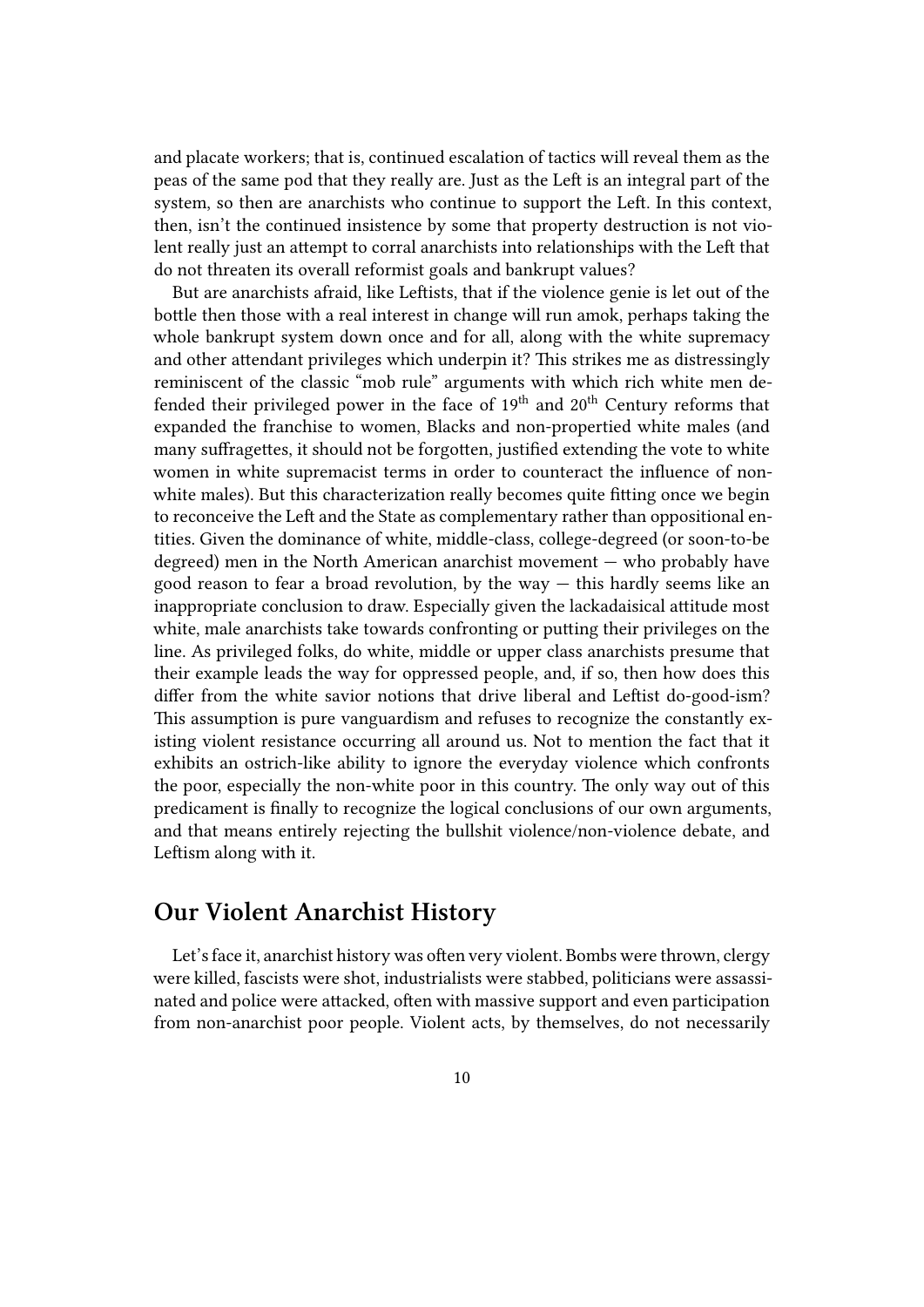and placate workers; that is, continued escalation of tactics will reveal them as the peas of the same pod that they really are. Just as the Left is an integral part of the system, so then are anarchists who continue to support the Left. In this context, then, isn't the continued insistence by some that property destruction is not violent really just an attempt to corral anarchists into relationships with the Left that do not threaten its overall reformist goals and bankrupt values?

But are anarchists afraid, like Leftists, that if the violence genie is let out of the bottle then those with a real interest in change will run amok, perhaps taking the whole bankrupt system down once and for all, along with the white supremacy and other attendant privileges which underpin it? This strikes me as distressingly reminiscent of the classic "mob rule" arguments with which rich white men defended their privileged power in the face of 19th and 20th Century reforms that expanded the franchise to women, Blacks and non-propertied white males (and many suffragettes, it should not be forgotten, justified extending the vote to white women in white supremacist terms in order to counteract the influence of non-white males). But this characterization really becomes quite fitting once we begin to reconceive the Left and the State as complementary rather than oppositional entities. Given the dominance of white, middle-class, college-degreed (or soon-to-be degreed) men in the North American anarchist movement — who probably have good reason to fear a broad revolution, by the way — this hardly seems like an inappropriate conclusion to draw. Especially given the lackadaisical attitude most white, male anarchists take towards confronting or putting their privileges on the line. As privileged folks, do white, middle or upper class anarchists presume that their example leads the way for oppressed people, and, if so, then how does this differ from the white savior notions that drive liberal and Leftist do-good-ism? This assumption is pure vanguardism and refuses to recognize the constantly existing violent resistance occurring all around us. Not to mention the fact that it exhibits an ostrich-like ability to ignore the everyday violence which confronts the poor, especially the non-white poor in this country. The only way out of this predicament is finally to recognize the logical conclusions of our own arguments, and that means entirely rejecting the bullshit violence/non-violence debate, and Leftism along with it.

## Our Violent Anarchist History

Let's face it, anarchist history was often very violent. Bombs were thrown, clergy were killed, fascists were shot, industrialists were stabbed, politicians were assassinated and police were attacked, often with massive support and even participation from non-anarchist poor people. Violent acts, by themselves, do not necessarily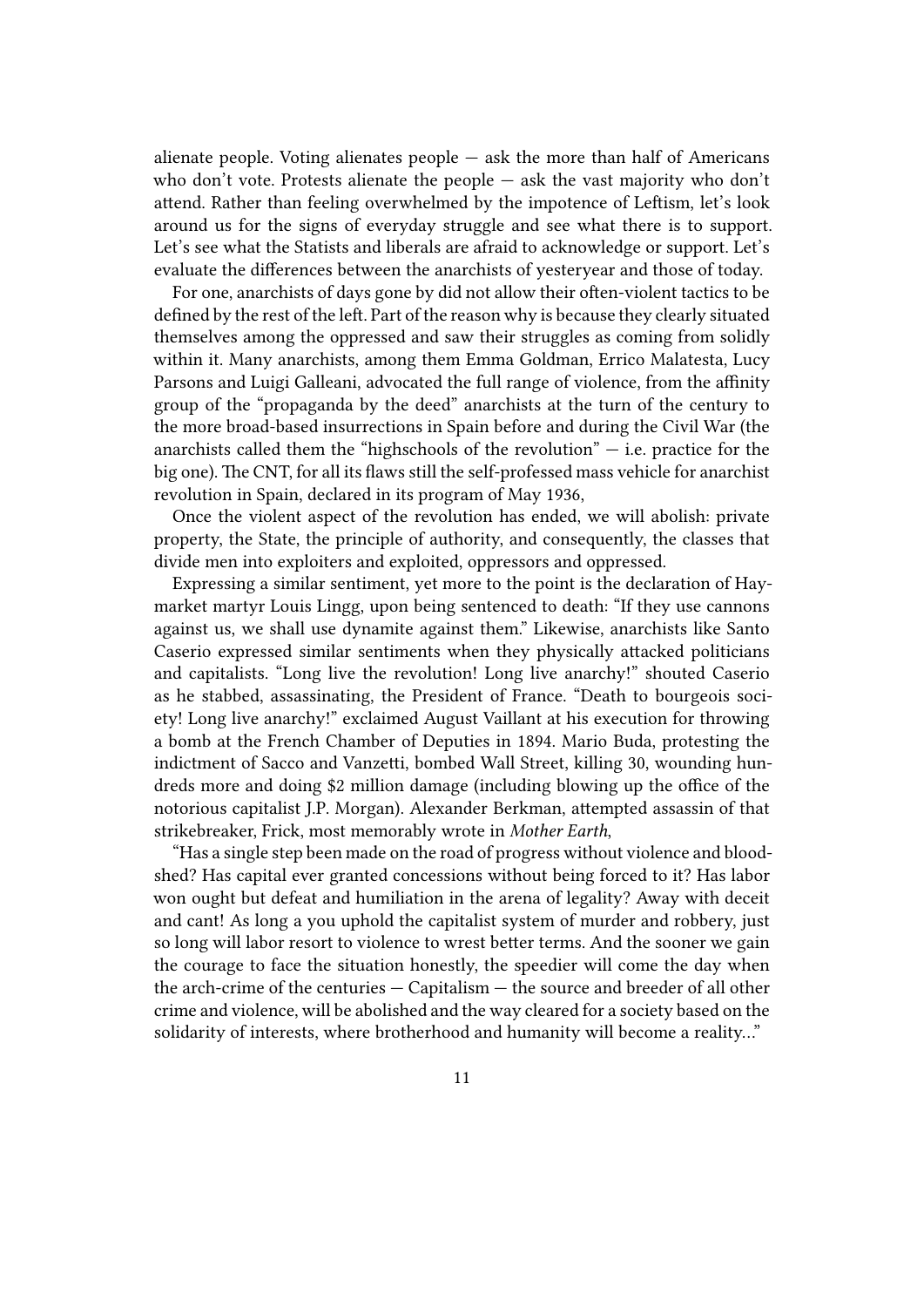alienate people. Voting alienates people — ask the more than half of Americans who don't vote. Protests alienate the people — ask the vast majority who don't attend. Rather than feeling overwhelmed by the impotence of Leftism, let's look around us for the signs of everyday struggle and see what there is to support. Let's see what the Statists and liberals are afraid to acknowledge or support. Let's evaluate the differences between the anarchists of yesteryear and those of today.

For one, anarchists of days gone by did not allow their often-violent tactics to be defined by the rest of the left. Part of the reason why is because they clearly situated themselves among the oppressed and saw their struggles as coming from solidly within it. Many anarchists, among them Emma Goldman, Errico Malatesta, Lucy Parsons and Luigi Galleani, advocated the full range of violence, from the affinity group of the "propaganda by the deed" anarchists at the turn of the century to the more broad-based insurrections in Spain before and during the Civil War (the anarchists called them the "highschools of the revolution" — i.e. practice for the big one). The CNT, for all its flaws still the self-professed mass vehicle for anarchist revolution in Spain, declared in its program of May 1936,

Once the violent aspect of the revolution has ended, we will abolish: private property, the State, the principle of authority, and consequently, the classes that divide men into exploiters and exploited, oppressors and oppressed.

Expressing a similar sentiment, yet more to the point is the declaration of Haymarket martyr Louis Lingg, upon being sentenced to death: "If they use cannons against us, we shall use dynamite against them." Likewise, anarchists like Santo Caserio expressed similar sentiments when they physically attacked politicians and capitalists. "Long live the revolution! Long live anarchy!" shouted Caserio as he stabbed, assassinating, the President of France. "Death to bourgeois society! Long live anarchy!" exclaimed August Vaillant at his execution for throwing a bomb at the French Chamber of Deputies in 1894. Mario Buda, protesting the indictment of Sacco and Vanzetti, bombed Wall Street, killing 30, wounding hundreds more and doing $2 million damage (including blowing up the office of the notorious capitalist J.P. Morgan). Alexander Berkman, attempted assassin of that strikebreaker, Frick, most memorably wrote in *Mother Earth*,

"Has a single step been made on the road of progress without violence and bloodshed? Has capital ever granted concessions without being forced to it? Has labor won ought but defeat and humiliation in the arena of legality? Away with deceit and cant! As long a you uphold the capitalist system of murder and robbery, just so long will labor resort to violence to wrest better terms. And the sooner we gain the courage to face the situation honestly, the speedier will come the day when the arch-crime of the centuries — Capitalism — the source and breeder of all other crime and violence, will be abolished and the way cleared for a society based on the solidarity of interests, where brotherhood and humanity will become a reality…"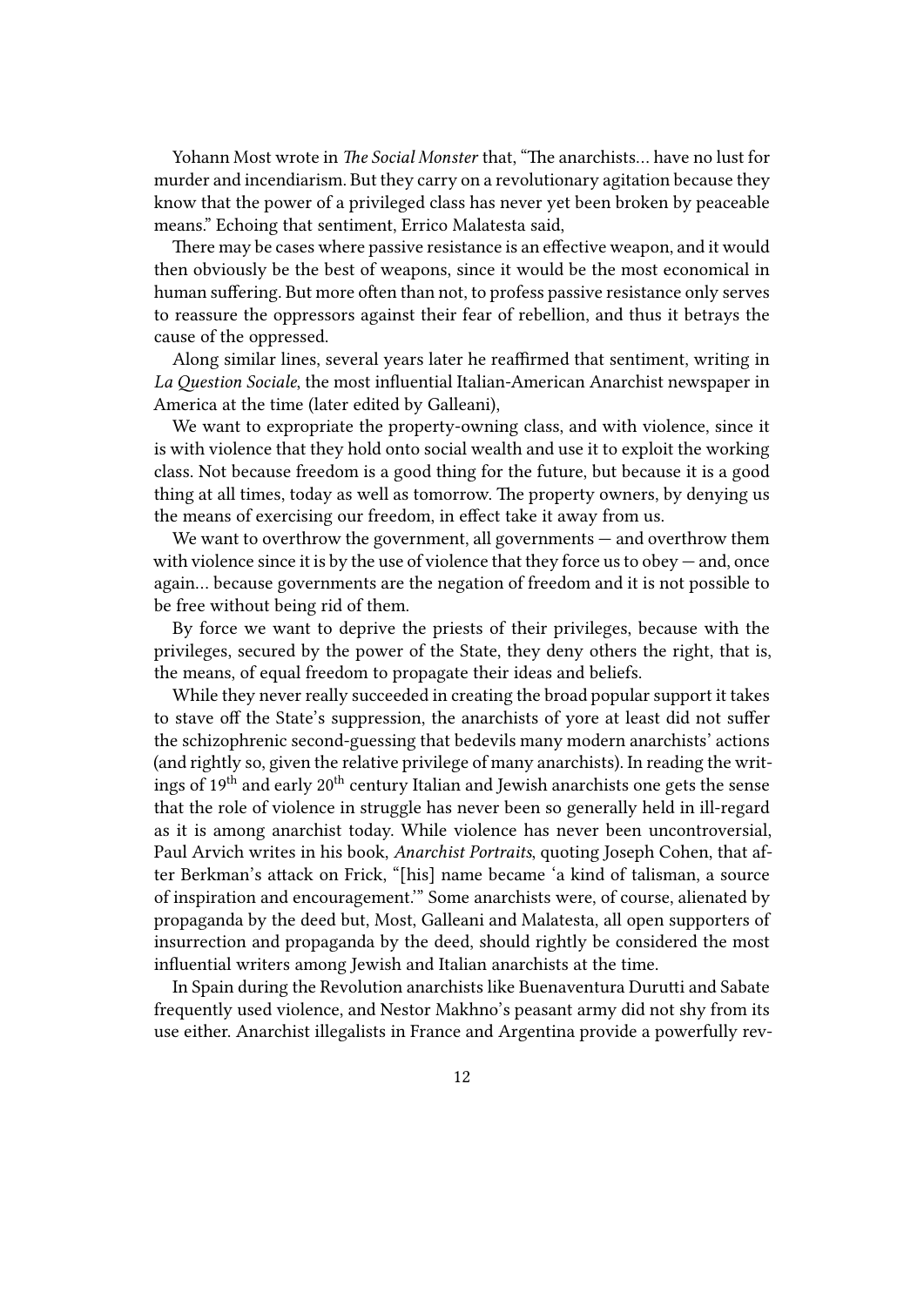Yohann Most wrote in *The Social Monster* that, "The anarchists… have no lust for murder and incendiarism. But they carry on a revolutionary agitation because they know that the power of a privileged class has never yet been broken by peaceable means." Echoing that sentiment, Errico Malatesta said,

There may be cases where passive resistance is an effective weapon, and it would then obviously be the best of weapons, since it would be the most economical in human suffering. But more often than not, to profess passive resistance only serves to reassure the oppressors against their fear of rebellion, and thus it betrays the cause of the oppressed.

Along similar lines, several years later he reaffirmed that sentiment, writing in *La Question Sociale*, the most influential Italian-American Anarchist newspaper in America at the time (later edited by Galleani),

We want to expropriate the property-owning class, and with violence, since it is with violence that they hold onto social wealth and use it to exploit the working class. Not because freedom is a good thing for the future, but because it is a good thing at all times, today as well as tomorrow. The property owners, by denying us the means of exercising our freedom, in effect take it away from us.

We want to overthrow the government, all governments — and overthrow them with violence since it is by the use of violence that they force us to obey — and, once again… because governments are the negation of freedom and it is not possible to be free without being rid of them.

By force we want to deprive the priests of their privileges, because with the privileges, secured by the power of the State, they deny others the right, that is, the means, of equal freedom to propagate their ideas and beliefs.

While they never really succeeded in creating the broad popular support it takes to stave off the State's suppression, the anarchists of yore at least did not suffer the schizophrenic second-guessing that bedevils many modern anarchists' actions (and rightly so, given the relative privilege of many anarchists). In reading the writings of 19th and early 20th century Italian and Jewish anarchists one gets the sense that the role of violence in struggle has never been so generally held in ill-regard as it is among anarchist today. While violence has never been uncontroversial, Paul Arvich writes in his book, *Anarchist Portraits*, quoting Joseph Cohen, that after Berkman's attack on Frick, "[his] name became 'a kind of talisman, a source of inspiration and encouragement.'" Some anarchists were, of course, alienated by propaganda by the deed but, Most, Galleani and Malatesta, all open supporters of insurrection and propaganda by the deed, should rightly be considered the most influential writers among Jewish and Italian anarchists at the time.

In Spain during the Revolution anarchists like Buenaventura Durutti and Sabate frequently used violence, and Nestor Makhno's peasant army did not shy from its use either. Anarchist illegalists in France and Argentina provide a powerfully rev-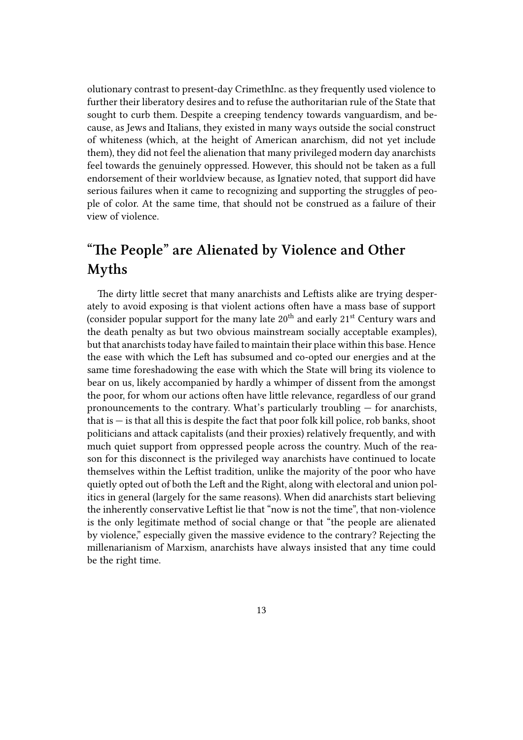olutionary contrast to present-day CrimethInc. as they frequently used violence to further their liberatory desires and to refuse the authoritarian rule of the State that sought to curb them. Despite a creeping tendency towards vanguardism, and because, as Jews and Italians, they existed in many ways outside the social construct of whiteness (which, at the height of American anarchism, did not yet include them), they did not feel the alienation that many privileged modern day anarchists feel towards the genuinely oppressed. However, this should not be taken as a full endorsement of their worldview because, as Ignatiev noted, that support did have serious failures when it came to recognizing and supporting the struggles of people of color. At the same time, that should not be construed as a failure of their view of violence.

## "The People" are Alienated by Violence and Other Myths

The dirty little secret that many anarchists and Leftists alike are trying desperately to avoid exposing is that violent actions often have a mass base of support (consider popular support for the many late 20th and early 21st Century wars and the death penalty as but two obvious mainstream socially acceptable examples), but that anarchists today have failed to maintain their place within this base. Hence the ease with which the Left has subsumed and co-opted our energies and at the same time foreshadowing the ease with which the State will bring its violence to bear on us, likely accompanied by hardly a whimper of dissent from the amongst the poor, for whom our actions often have little relevance, regardless of our grand pronouncements to the contrary. What's particularly troubling — for anarchists, that is — is that all this is despite the fact that poor folk kill police, rob banks, shoot politicians and attack capitalists (and their proxies) relatively frequently, and with much quiet support from oppressed people across the country. Much of the reason for this disconnect is the privileged way anarchists have continued to locate themselves within the Leftist tradition, unlike the majority of the poor who have quietly opted out of both the Left and the Right, along with electoral and union politics in general (largely for the same reasons). When did anarchists start believing the inherently conservative Leftist lie that "now is not the time", that non-violence is the only legitimate method of social change or that "the people are alienated by violence," especially given the massive evidence to the contrary? Rejecting the millenarianism of Marxism, anarchists have always insisted that any time could be the right time.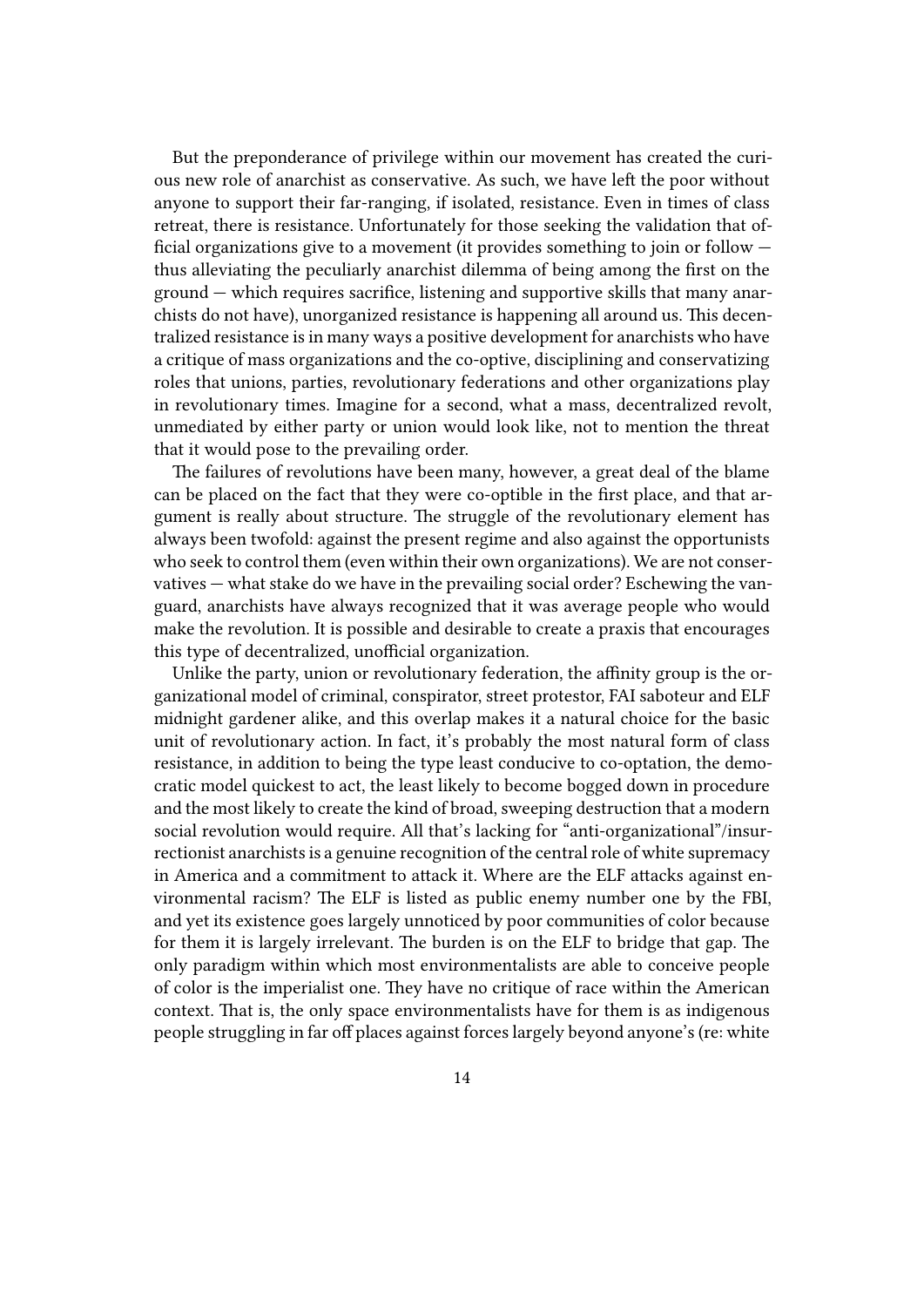But the preponderance of privilege within our movement has created the curious new role of anarchist as conservative. As such, we have left the poor without anyone to support their far-ranging, if isolated, resistance. Even in times of class retreat, there is resistance. Unfortunately for those seeking the validation that official organizations give to a movement (it provides something to join or follow — thus alleviating the peculiarly anarchist dilemma of being among the first on the ground — which requires sacrifice, listening and supportive skills that many anarchists do not have), unorganized resistance is happening all around us. This decentralized resistance is in many ways a positive development for anarchists who have a critique of mass organizations and the co-optive, disciplining and conservatizing roles that unions, parties, revolutionary federations and other organizations play in revolutionary times. Imagine for a second, what a mass, decentralized revolt, unmediated by either party or union would look like, not to mention the threat that it would pose to the prevailing order.

The failures of revolutions have been many, however, a great deal of the blame can be placed on the fact that they were co-optible in the first place, and that argument is really about structure. The struggle of the revolutionary element has always been twofold: against the present regime and also against the opportunists who seek to control them (even within their own organizations). We are not conservatives — what stake do we have in the prevailing social order? Eschewing the vanguard, anarchists have always recognized that it was average people who would make the revolution. It is possible and desirable to create a praxis that encourages this type of decentralized, unofficial organization.

Unlike the party, union or revolutionary federation, the affinity group is the organizational model of criminal, conspirator, street protestor, FAI saboteur and ELF midnight gardener alike, and this overlap makes it a natural choice for the basic unit of revolutionary action. In fact, it's probably the most natural form of class resistance, in addition to being the type least conducive to co-optation, the democratic model quickest to act, the least likely to become bogged down in procedure and the most likely to create the kind of broad, sweeping destruction that a modern social revolution would require. All that's lacking for "anti-organizational"/insurrectionist anarchists is a genuine recognition of the central role of white supremacy in America and a commitment to attack it. Where are the ELF attacks against environmental racism? The ELF is listed as public enemy number one by the FBI, and yet its existence goes largely unnoticed by poor communities of color because for them it is largely irrelevant. The burden is on the ELF to bridge that gap. The only paradigm within which most environmentalists are able to conceive people of color is the imperialist one. They have no critique of race within the American context. That is, the only space environmentalists have for them is as indigenous people struggling in far off places against forces largely beyond anyone's (re: white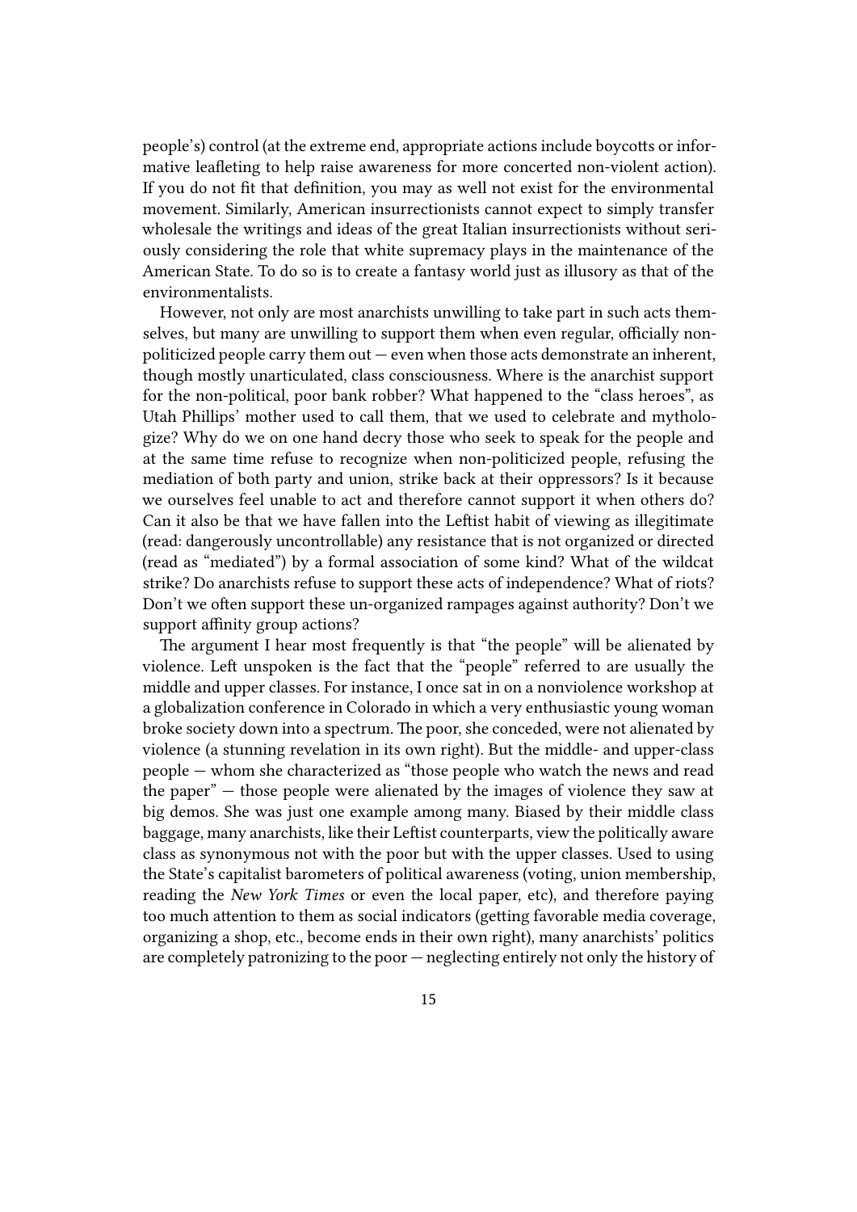people's) control (at the extreme end, appropriate actions include boycotts or informative leafleting to help raise awareness for more concerted non-violent action). If you do not fit that definition, you may as well not exist for the environmental movement. Similarly, American insurrectionists cannot expect to simply transfer wholesale the writings and ideas of the great Italian insurrectionists without seriously considering the role that white supremacy plays in the maintenance of the American State. To do so is to create a fantasy world just as illusory as that of the environmentalists.

However, not only are most anarchists unwilling to take part in such acts themselves, but many are unwilling to support them when even regular, officially non-politicized people carry them out — even when those acts demonstrate an inherent, though mostly unarticulated, class consciousness. Where is the anarchist support for the non-political, poor bank robber? What happened to the "class heroes", as Utah Phillips' mother used to call them, that we used to celebrate and mythologize? Why do we on one hand decry those who seek to speak for the people and at the same time refuse to recognize when non-politicized people, refusing the mediation of both party and union, strike back at their oppressors? Is it because we ourselves feel unable to act and therefore cannot support it when others do? Can it also be that we have fallen into the Leftist habit of viewing as illegitimate (read: dangerously uncontrollable) any resistance that is not organized or directed (read as "mediated") by a formal association of some kind? What of the wildcat strike? Do anarchists refuse to support these acts of independence? What of riots? Don't we often support these un-organized rampages against authority? Don't we support affinity group actions?

The argument I hear most frequently is that "the people" will be alienated by violence. Left unspoken is the fact that the "people" referred to are usually the middle and upper classes. For instance, I once sat in on a nonviolence workshop at a globalization conference in Colorado in which a very enthusiastic young woman broke society down into a spectrum. The poor, she conceded, were not alienated by violence (a stunning revelation in its own right). But the middle- and upper-class people — whom she characterized as "those people who watch the news and read the paper" — those people were alienated by the images of violence they saw at big demos. She was just one example among many. Biased by their middle class baggage, many anarchists, like their Leftist counterparts, view the politically aware class as synonymous not with the poor but with the upper classes. Used to using the State's capitalist barometers of political awareness (voting, union membership, reading the *New York Times* or even the local paper, etc), and therefore paying too much attention to them as social indicators (getting favorable media coverage, organizing a shop, etc., become ends in their own right), many anarchists' politics are completely patronizing to the poor — neglecting entirely not only the history of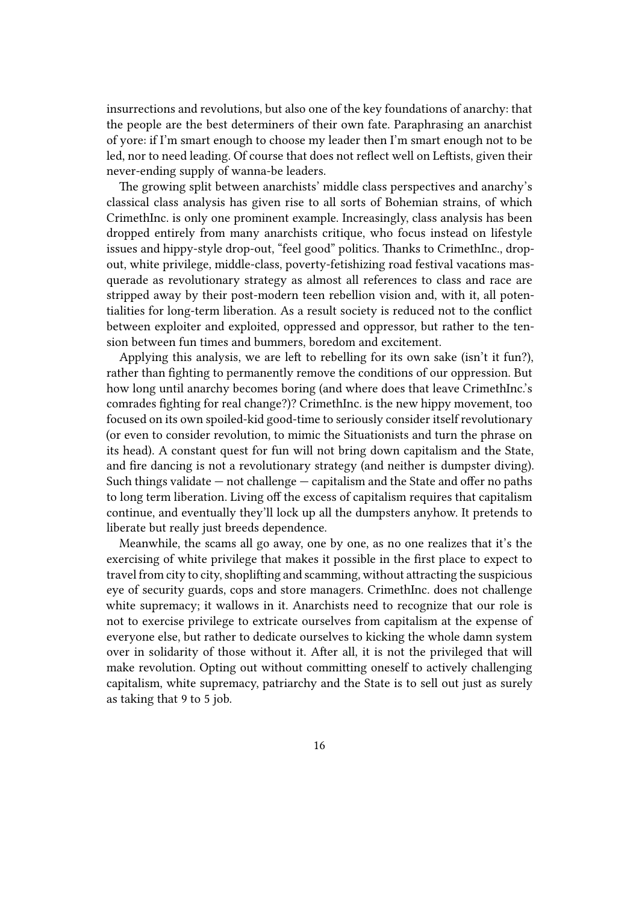insurrections and revolutions, but also one of the key foundations of anarchy: that the people are the best determiners of their own fate. Paraphrasing an anarchist of yore: if I'm smart enough to choose my leader then I'm smart enough not to be led, nor to need leading. Of course that does not reflect well on Leftists, given their never-ending supply of wanna-be leaders.

The growing split between anarchists' middle class perspectives and anarchy's classical class analysis has given rise to all sorts of Bohemian strains, of which CrimethInc. is only one prominent example. Increasingly, class analysis has been dropped entirely from many anarchists critique, who focus instead on lifestyle issues and hippy-style drop-out, "feel good" politics. Thanks to CrimethInc., drop-out, white privilege, middle-class, poverty-fetishizing road festival vacations masquerade as revolutionary strategy as almost all references to class and race are stripped away by their post-modern teen rebellion vision and, with it, all potentialities for long-term liberation. As a result society is reduced not to the conflict between exploiter and exploited, oppressed and oppressor, but rather to the tension between fun times and bummers, boredom and excitement.

Applying this analysis, we are left to rebelling for its own sake (isn't it fun?), rather than fighting to permanently remove the conditions of our oppression. But how long until anarchy becomes boring (and where does that leave CrimethInc.'s comrades fighting for real change?)? CrimethInc. is the new hippy movement, too focused on its own spoiled-kid good-time to seriously consider itself revolutionary (or even to consider revolution, to mimic the Situationists and turn the phrase on its head). A constant quest for fun will not bring down capitalism and the State, and fire dancing is not a revolutionary strategy (and neither is dumpster diving). Such things validate — not challenge — capitalism and the State and offer no paths to long term liberation. Living off the excess of capitalism requires that capitalism continue, and eventually they'll lock up all the dumpsters anyhow. It pretends to liberate but really just breeds dependence.

Meanwhile, the scams all go away, one by one, as no one realizes that it's the exercising of white privilege that makes it possible in the first place to expect to travel from city to city, shoplifting and scamming, without attracting the suspicious eye of security guards, cops and store managers. CrimethInc. does not challenge white supremacy; it wallows in it. Anarchists need to recognize that our role is not to exercise privilege to extricate ourselves from capitalism at the expense of everyone else, but rather to dedicate ourselves to kicking the whole damn system over in solidarity of those without it. After all, it is not the privileged that will make revolution. Opting out without committing oneself to actively challenging capitalism, white supremacy, patriarchy and the State is to sell out just as surely as taking that 9 to 5 job.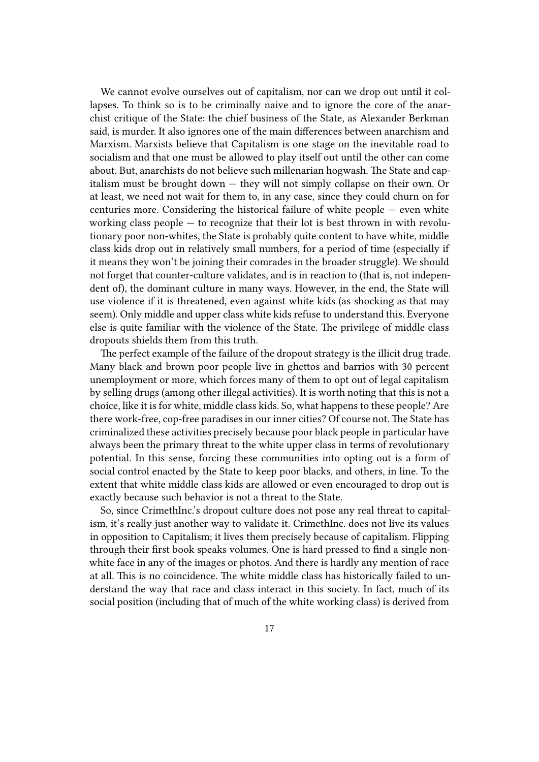We cannot evolve ourselves out of capitalism, nor can we drop out until it collapses. To think so is to be criminally naive and to ignore the core of the anarchist critique of the State: the chief business of the State, as Alexander Berkman said, is murder. It also ignores one of the main differences between anarchism and Marxism. Marxists believe that Capitalism is one stage on the inevitable road to socialism and that one must be allowed to play itself out until the other can come about. But, anarchists do not believe such millenarian hogwash. The State and capitalism must be brought down — they will not simply collapse on their own. Or at least, we need not wait for them to, in any case, since they could churn on for centuries more. Considering the historical failure of white people — even white working class people — to recognize that their lot is best thrown in with revolutionary poor non-whites, the State is probably quite content to have white, middle class kids drop out in relatively small numbers, for a period of time (especially if it means they won't be joining their comrades in the broader struggle). We should not forget that counter-culture validates, and is in reaction to (that is, not independent of), the dominant culture in many ways. However, in the end, the State will use violence if it is threatened, even against white kids (as shocking as that may seem). Only middle and upper class white kids refuse to understand this. Everyone else is quite familiar with the violence of the State. The privilege of middle class dropouts shields them from this truth.

The perfect example of the failure of the dropout strategy is the illicit drug trade. Many black and brown poor people live in ghettos and barrios with 30 percent unemployment or more, which forces many of them to opt out of legal capitalism by selling drugs (among other illegal activities). It is worth noting that this is not a choice, like it is for white, middle class kids. So, what happens to these people? Are there work-free, cop-free paradises in our inner cities? Of course not. The State has criminalized these activities precisely because poor black people in particular have always been the primary threat to the white upper class in terms of revolutionary potential. In this sense, forcing these communities into opting out is a form of social control enacted by the State to keep poor blacks, and others, in line. To the extent that white middle class kids are allowed or even encouraged to drop out is exactly because such behavior is not a threat to the State.

So, since CrimethInc.'s dropout culture does not pose any real threat to capitalism, it's really just another way to validate it. CrimethInc. does not live its values in opposition to Capitalism; it lives them precisely because of capitalism. Flipping through their first book speaks volumes. One is hard pressed to find a single non-white face in any of the images or photos. And there is hardly any mention of race at all. This is no coincidence. The white middle class has historically failed to understand the way that race and class interact in this society. In fact, much of its social position (including that of much of the white working class) is derived from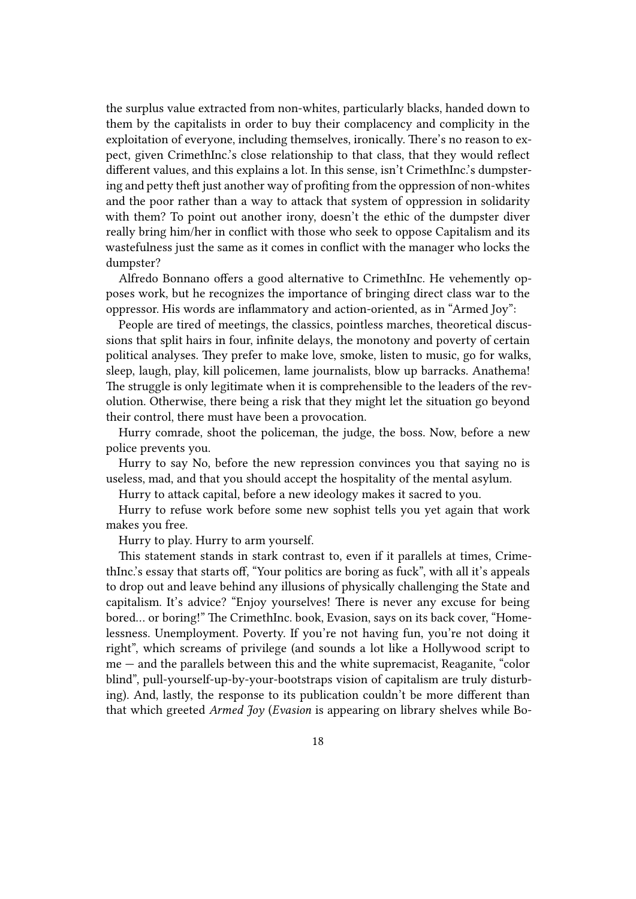the surplus value extracted from non-whites, particularly blacks, handed down to them by the capitalists in order to buy their complacency and complicity in the exploitation of everyone, including themselves, ironically. There's no reason to expect, given CrimethInc.'s close relationship to that class, that they would reflect different values, and this explains a lot. In this sense, isn't CrimethInc.'s dumpstering and petty theft just another way of profiting from the oppression of non-whites and the poor rather than a way to attack that system of oppression in solidarity with them? To point out another irony, doesn't the ethic of the dumpster diver really bring him/her in conflict with those who seek to oppose Capitalism and its wastefulness just the same as it comes in conflict with the manager who locks the dumpster?

Alfredo Bonnano offers a good alternative to CrimethInc. He vehemently opposes work, but he recognizes the importance of bringing direct class war to the oppressor. His words are inflammatory and action-oriented, as in "Armed Joy":

People are tired of meetings, the classics, pointless marches, theoretical discussions that split hairs in four, infinite delays, the monotony and poverty of certain political analyses. They prefer to make love, smoke, listen to music, go for walks, sleep, laugh, play, kill policemen, lame journalists, blow up barracks. Anathema! The struggle is only legitimate when it is comprehensible to the leaders of the revolution. Otherwise, there being a risk that they might let the situation go beyond their control, there must have been a provocation.

Hurry comrade, shoot the policeman, the judge, the boss. Now, before a new police prevents you.

Hurry to say No, before the new repression convinces you that saying no is useless, mad, and that you should accept the hospitality of the mental asylum.

Hurry to attack capital, before a new ideology makes it sacred to you.

Hurry to refuse work before some new sophist tells you yet again that work makes you free.

Hurry to play. Hurry to arm yourself.

This statement stands in stark contrast to, even if it parallels at times, CrimethInc.'s essay that starts off, "Your politics are boring as fuck", with all it's appeals to drop out and leave behind any illusions of physically challenging the State and capitalism. It's advice? "Enjoy yourselves! There is never any excuse for being bored… or boring!" The CrimethInc. book, Evasion, says on its back cover, "Homelessness. Unemployment. Poverty. If you're not having fun, you're not doing it right", which screams of privilege (and sounds a lot like a Hollywood script to me — and the parallels between this and the white supremacist, Reaganite, "color blind", pull-yourself-up-by-your-bootstraps vision of capitalism are truly disturbing). And, lastly, the response to its publication couldn't be more different than that which greeted *Armed Joy* (*Evasion* is appearing on library shelves while Bo-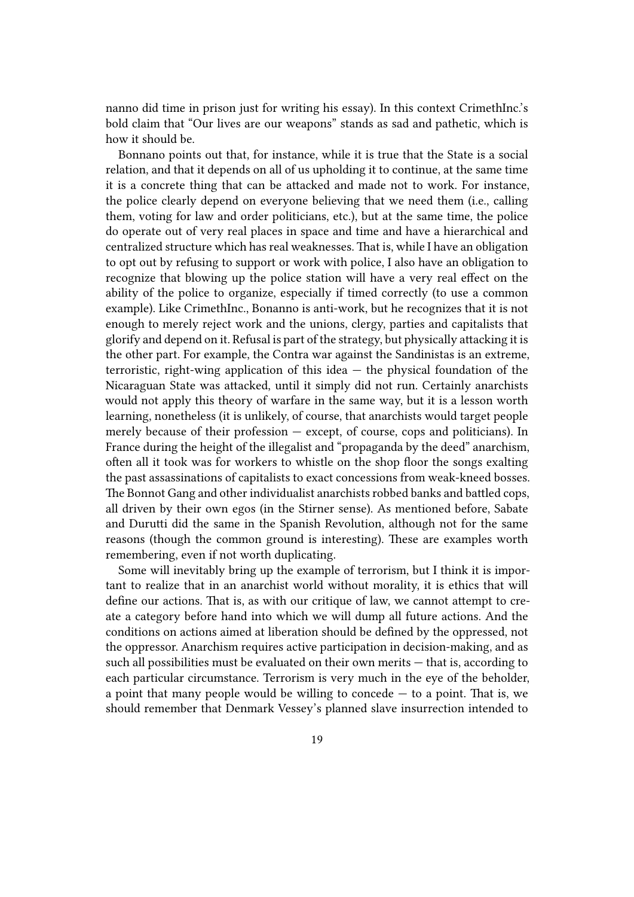nanno did time in prison just for writing his essay). In this context CrimethInc.'s bold claim that "Our lives are our weapons" stands as sad and pathetic, which is how it should be.

Bonnano points out that, for instance, while it is true that the State is a social relation, and that it depends on all of us upholding it to continue, at the same time it is a concrete thing that can be attacked and made not to work. For instance, the police clearly depend on everyone believing that we need them (i.e., calling them, voting for law and order politicians, etc.), but at the same time, the police do operate out of very real places in space and time and have a hierarchical and centralized structure which has real weaknesses. That is, while I have an obligation to opt out by refusing to support or work with police, I also have an obligation to recognize that blowing up the police station will have a very real effect on the ability of the police to organize, especially if timed correctly (to use a common example). Like CrimethInc., Bonanno is anti-work, but he recognizes that it is not enough to merely reject work and the unions, clergy, parties and capitalists that glorify and depend on it. Refusal is part of the strategy, but physically attacking it is the other part. For example, the Contra war against the Sandinistas is an extreme, terroristic, right-wing application of this idea — the physical foundation of the Nicaraguan State was attacked, until it simply did not run. Certainly anarchists would not apply this theory of warfare in the same way, but it is a lesson worth learning, nonetheless (it is unlikely, of course, that anarchists would target people merely because of their profession — except, of course, cops and politicians). In France during the height of the illegalist and "propaganda by the deed" anarchism, often all it took was for workers to whistle on the shop floor the songs exalting the past assassinations of capitalists to exact concessions from weak-kneed bosses. The Bonnot Gang and other individualist anarchists robbed banks and battled cops, all driven by their own egos (in the Stirner sense). As mentioned before, Sabate and Durutti did the same in the Spanish Revolution, although not for the same reasons (though the common ground is interesting). These are examples worth remembering, even if not worth duplicating.

Some will inevitably bring up the example of terrorism, but I think it is important to realize that in an anarchist world without morality, it is ethics that will define our actions. That is, as with our critique of law, we cannot attempt to create a category before hand into which we will dump all future actions. And the conditions on actions aimed at liberation should be defined by the oppressed, not the oppressor. Anarchism requires active participation in decision-making, and as such all possibilities must be evaluated on their own merits — that is, according to each particular circumstance. Terrorism is very much in the eye of the beholder, a point that many people would be willing to concede — to a point. That is, we should remember that Denmark Vessey's planned slave insurrection intended to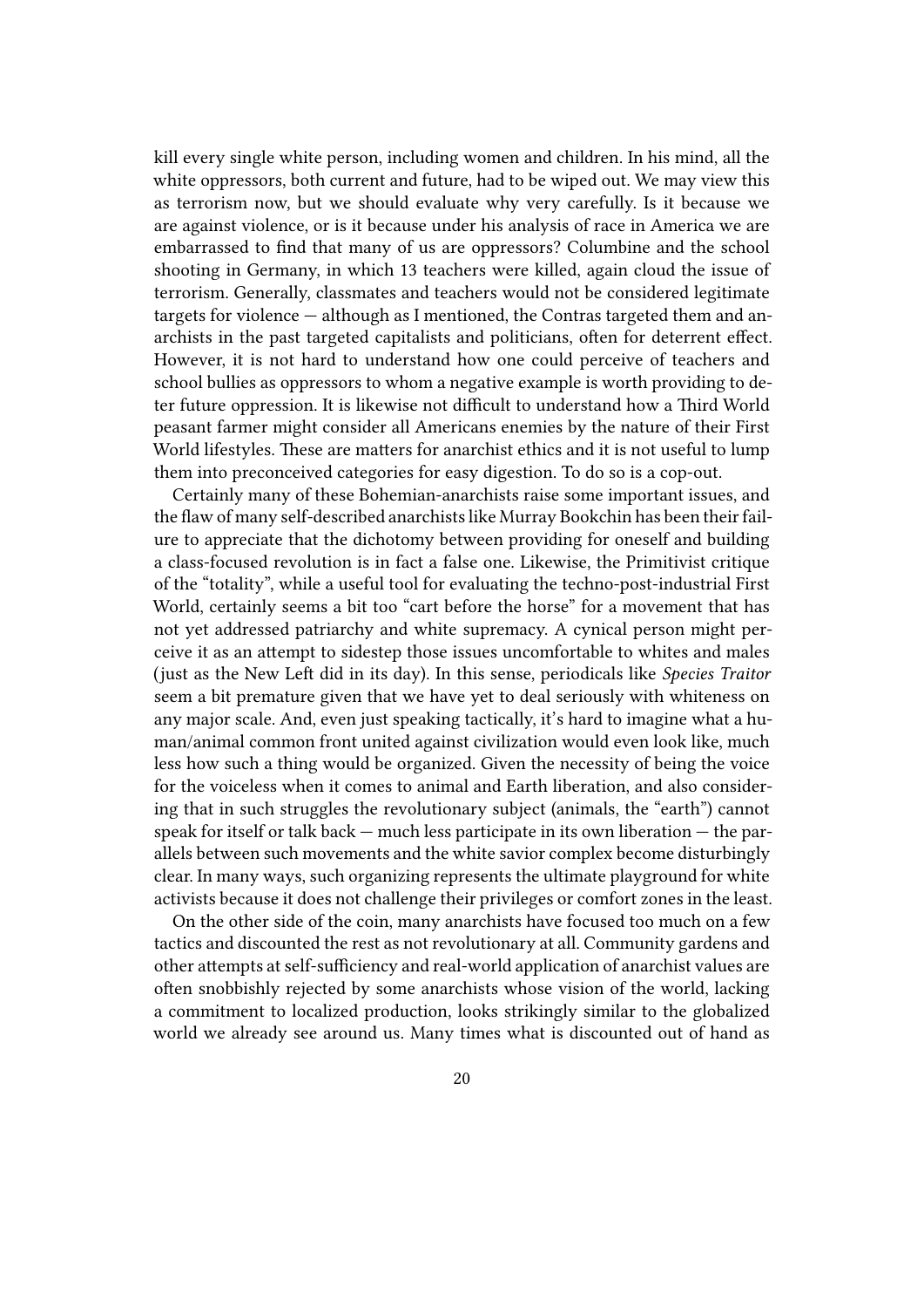kill every single white person, including women and children. In his mind, all the white oppressors, both current and future, had to be wiped out. We may view this as terrorism now, but we should evaluate why very carefully. Is it because we are against violence, or is it because under his analysis of race in America we are embarrassed to find that many of us are oppressors? Columbine and the school shooting in Germany, in which 13 teachers were killed, again cloud the issue of terrorism. Generally, classmates and teachers would not be considered legitimate targets for violence — although as I mentioned, the Contras targeted them and anarchists in the past targeted capitalists and politicians, often for deterrent effect. However, it is not hard to understand how one could perceive of teachers and school bullies as oppressors to whom a negative example is worth providing to deter future oppression. It is likewise not difficult to understand how a Third World peasant farmer might consider all Americans enemies by the nature of their First World lifestyles. These are matters for anarchist ethics and it is not useful to lump them into preconceived categories for easy digestion. To do so is a cop-out.

Certainly many of these Bohemian-anarchists raise some important issues, and the flaw of many self-described anarchists like Murray Bookchin has been their failure to appreciate that the dichotomy between providing for oneself and building a class-focused revolution is in fact a false one. Likewise, the Primitivist critique of the "totality", while a useful tool for evaluating the techno-post-industrial First World, certainly seems a bit too "cart before the horse" for a movement that has not yet addressed patriarchy and white supremacy. A cynical person might perceive it as an attempt to sidestep those issues uncomfortable to whites and males (just as the New Left did in its day). In this sense, periodicals like *Species Traitor* seem a bit premature given that we have yet to deal seriously with whiteness on any major scale. And, even just speaking tactically, it's hard to imagine what a human/animal common front united against civilization would even look like, much less how such a thing would be organized. Given the necessity of being the voice for the voiceless when it comes to animal and Earth liberation, and also considering that in such struggles the revolutionary subject (animals, the "earth") cannot speak for itself or talk back — much less participate in its own liberation — the parallels between such movements and the white savior complex become disturbingly clear. In many ways, such organizing represents the ultimate playground for white activists because it does not challenge their privileges or comfort zones in the least.

On the other side of the coin, many anarchists have focused too much on a few tactics and discounted the rest as not revolutionary at all. Community gardens and other attempts at self-sufficiency and real-world application of anarchist values are often snobbishly rejected by some anarchists whose vision of the world, lacking a commitment to localized production, looks strikingly similar to the globalized world we already see around us. Many times what is discounted out of hand as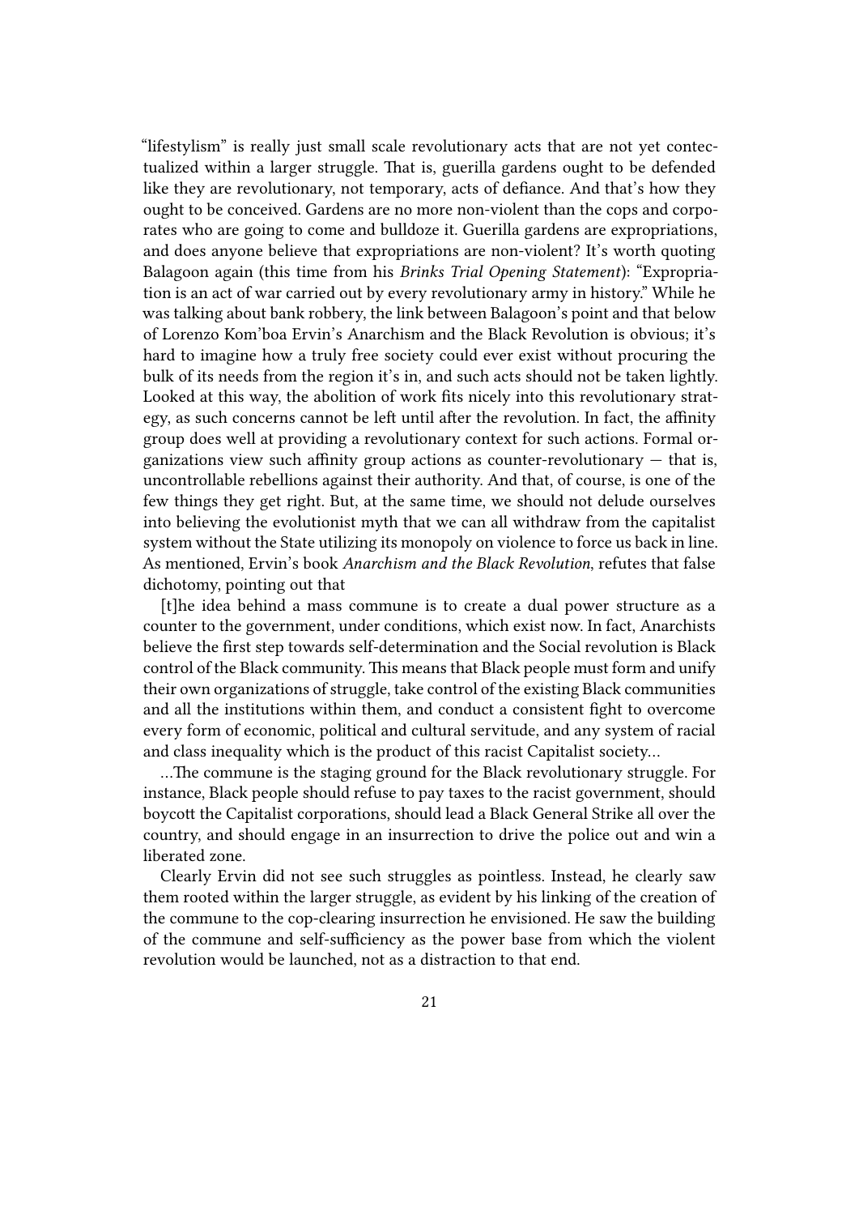"lifestylism" is really just small scale revolutionary acts that are not yet contectualized within a larger struggle. That is, guerilla gardens ought to be defended like they are revolutionary, not temporary, acts of defiance. And that's how they ought to be conceived. Gardens are no more non-violent than the cops and corporates who are going to come and bulldoze it. Guerilla gardens are expropriations, and does anyone believe that expropriations are non-violent? It's worth quoting Balagoon again (this time from his *Brinks Trial Opening Statement*): "Expropriation is an act of war carried out by every revolutionary army in history." While he was talking about bank robbery, the link between Balagoon's point and that below of Lorenzo Kom'boa Ervin's Anarchism and the Black Revolution is obvious; it's hard to imagine how a truly free society could ever exist without procuring the bulk of its needs from the region it's in, and such acts should not be taken lightly. Looked at this way, the abolition of work fits nicely into this revolutionary strategy, as such concerns cannot be left until after the revolution. In fact, the affinity group does well at providing a revolutionary context for such actions. Formal organizations view such affinity group actions as counter-revolutionary — that is, uncontrollable rebellions against their authority. And that, of course, is one of the few things they get right. But, at the same time, we should not delude ourselves into believing the evolutionist myth that we can all withdraw from the capitalist system without the State utilizing its monopoly on violence to force us back in line. As mentioned, Ervin's book *Anarchism and the Black Revolution*, refutes that false dichotomy, pointing out that

> [t]he idea behind a mass commune is to create a dual power structure as a counter to the government, under conditions, which exist now. In fact, Anarchists believe the first step towards self-determination and the Social revolution is Black control of the Black community. This means that Black people must form and unify their own organizations of struggle, take control of the existing Black communities and all the institutions within them, and conduct a consistent fight to overcome every form of economic, political and cultural servitude, and any system of racial and class inequality which is the product of this racist Capitalist society…
>
> …The commune is the staging ground for the Black revolutionary struggle. For instance, Black people should refuse to pay taxes to the racist government, should boycott the Capitalist corporations, should lead a Black General Strike all over the country, and should engage in an insurrection to drive the police out and win a liberated zone.

Clearly Ervin did not see such struggles as pointless. Instead, he clearly saw them rooted within the larger struggle, as evident by his linking of the creation of the commune to the cop-clearing insurrection he envisioned. He saw the building of the commune and self-sufficiency as the power base from which the violent revolution would be launched, not as a distraction to that end.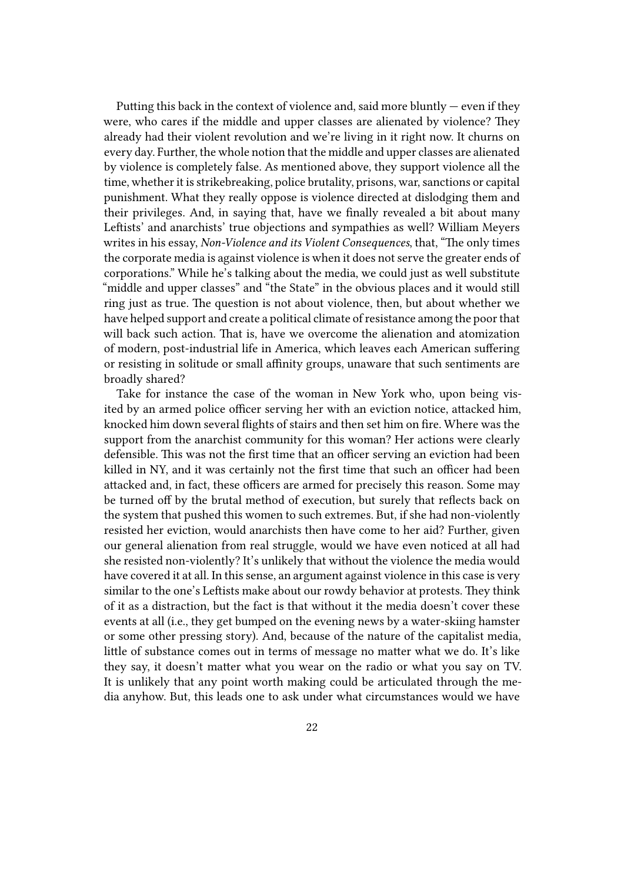Putting this back in the context of violence and, said more bluntly — even if they were, who cares if the middle and upper classes are alienated by violence? They already had their violent revolution and we're living in it right now. It churns on every day. Further, the whole notion that the middle and upper classes are alienated by violence is completely false. As mentioned above, they support violence all the time, whether it is strikebreaking, police brutality, prisons, war, sanctions or capital punishment. What they really oppose is violence directed at dislodging them and their privileges. And, in saying that, have we finally revealed a bit about many Leftists' and anarchists' true objections and sympathies as well? William Meyers writes in his essay, *Non-Violence and its Violent Consequences*, that, "The only times the corporate media is against violence is when it does not serve the greater ends of corporations." While he's talking about the media, we could just as well substitute "middle and upper classes" and "the State" in the obvious places and it would still ring just as true. The question is not about violence, then, but about whether we have helped support and create a political climate of resistance among the poor that will back such action. That is, have we overcome the alienation and atomization of modern, post-industrial life in America, which leaves each American suffering or resisting in solitude or small affinity groups, unaware that such sentiments are broadly shared?

Take for instance the case of the woman in New York who, upon being visited by an armed police officer serving her with an eviction notice, attacked him, knocked him down several flights of stairs and then set him on fire. Where was the support from the anarchist community for this woman? Her actions were clearly defensible. This was not the first time that an officer serving an eviction had been killed in NY, and it was certainly not the first time that such an officer had been attacked and, in fact, these officers are armed for precisely this reason. Some may be turned off by the brutal method of execution, but surely that reflects back on the system that pushed this women to such extremes. But, if she had non-violently resisted her eviction, would anarchists then have come to her aid? Further, given our general alienation from real struggle, would we have even noticed at all had she resisted non-violently? It's unlikely that without the violence the media would have covered it at all. In this sense, an argument against violence in this case is very similar to the one's Leftists make about our rowdy behavior at protests. They think of it as a distraction, but the fact is that without it the media doesn't cover these events at all (i.e., they get bumped on the evening news by a water-skiing hamster or some other pressing story). And, because of the nature of the capitalist media, little of substance comes out in terms of message no matter what we do. It's like they say, it doesn't matter what you wear on the radio or what you say on TV. It is unlikely that any point worth making could be articulated through the media anyhow. But, this leads one to ask under what circumstances would we have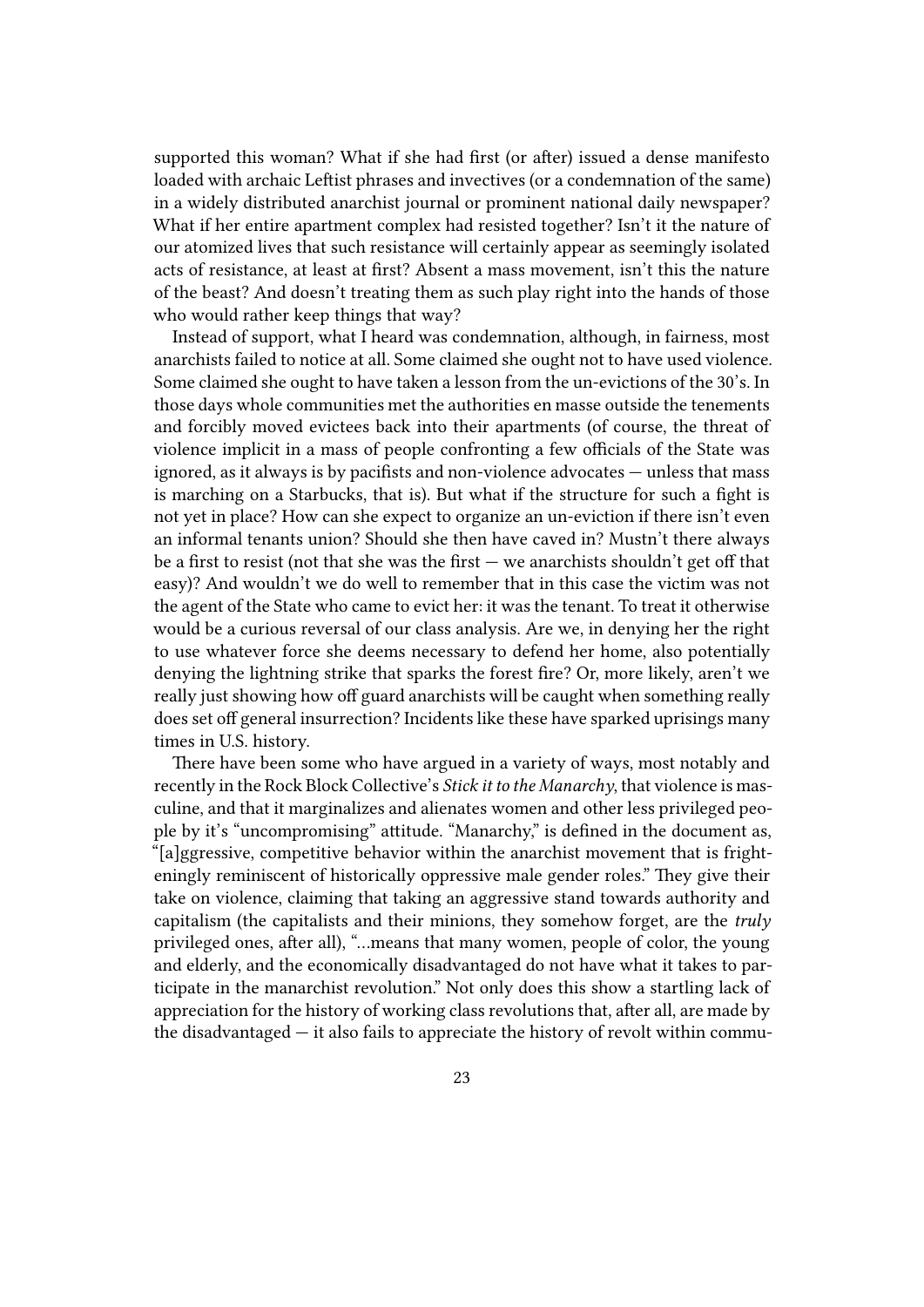supported this woman? What if she had first (or after) issued a dense manifesto loaded with archaic Leftist phrases and invectives (or a condemnation of the same) in a widely distributed anarchist journal or prominent national daily newspaper? What if her entire apartment complex had resisted together? Isn't it the nature of our atomized lives that such resistance will certainly appear as seemingly isolated acts of resistance, at least at first? Absent a mass movement, isn't this the nature of the beast? And doesn't treating them as such play right into the hands of those who would rather keep things that way?

Instead of support, what I heard was condemnation, although, in fairness, most anarchists failed to notice at all. Some claimed she ought not to have used violence. Some claimed she ought to have taken a lesson from the un-evictions of the 30's. In those days whole communities met the authorities en masse outside the tenements and forcibly moved evictees back into their apartments (of course, the threat of violence implicit in a mass of people confronting a few officials of the State was ignored, as it always is by pacifists and non-violence advocates — unless that mass is marching on a Starbucks, that is). But what if the structure for such a fight is not yet in place? How can she expect to organize an un-eviction if there isn't even an informal tenants union? Should she then have caved in? Mustn't there always be a first to resist (not that she was the first — we anarchists shouldn't get off that easy)? And wouldn't we do well to remember that in this case the victim was not the agent of the State who came to evict her: it was the tenant. To treat it otherwise would be a curious reversal of our class analysis. Are we, in denying her the right to use whatever force she deems necessary to defend her home, also potentially denying the lightning strike that sparks the forest fire? Or, more likely, aren't we really just showing how off guard anarchists will be caught when something really does set off general insurrection? Incidents like these have sparked uprisings many times in U.S. history.

There have been some who have argued in a variety of ways, most notably and recently in the Rock Block Collective's *Stick it to the Manarchy*, that violence is masculine, and that it marginalizes and alienates women and other less privileged people by it's "uncompromising" attitude. "Manarchy," is defined in the document as, "[a]ggressive, competitive behavior within the anarchist movement that is frighteningly reminiscent of historically oppressive male gender roles." They give their take on violence, claiming that taking an aggressive stand towards authority and capitalism (the capitalists and their minions, they somehow forget, are the *truly* privileged ones, after all), "…means that many women, people of color, the young and elderly, and the economically disadvantaged do not have what it takes to participate in the manarchist revolution." Not only does this show a startling lack of appreciation for the history of working class revolutions that, after all, are made by the disadvantaged — it also fails to appreciate the history of revolt within commu-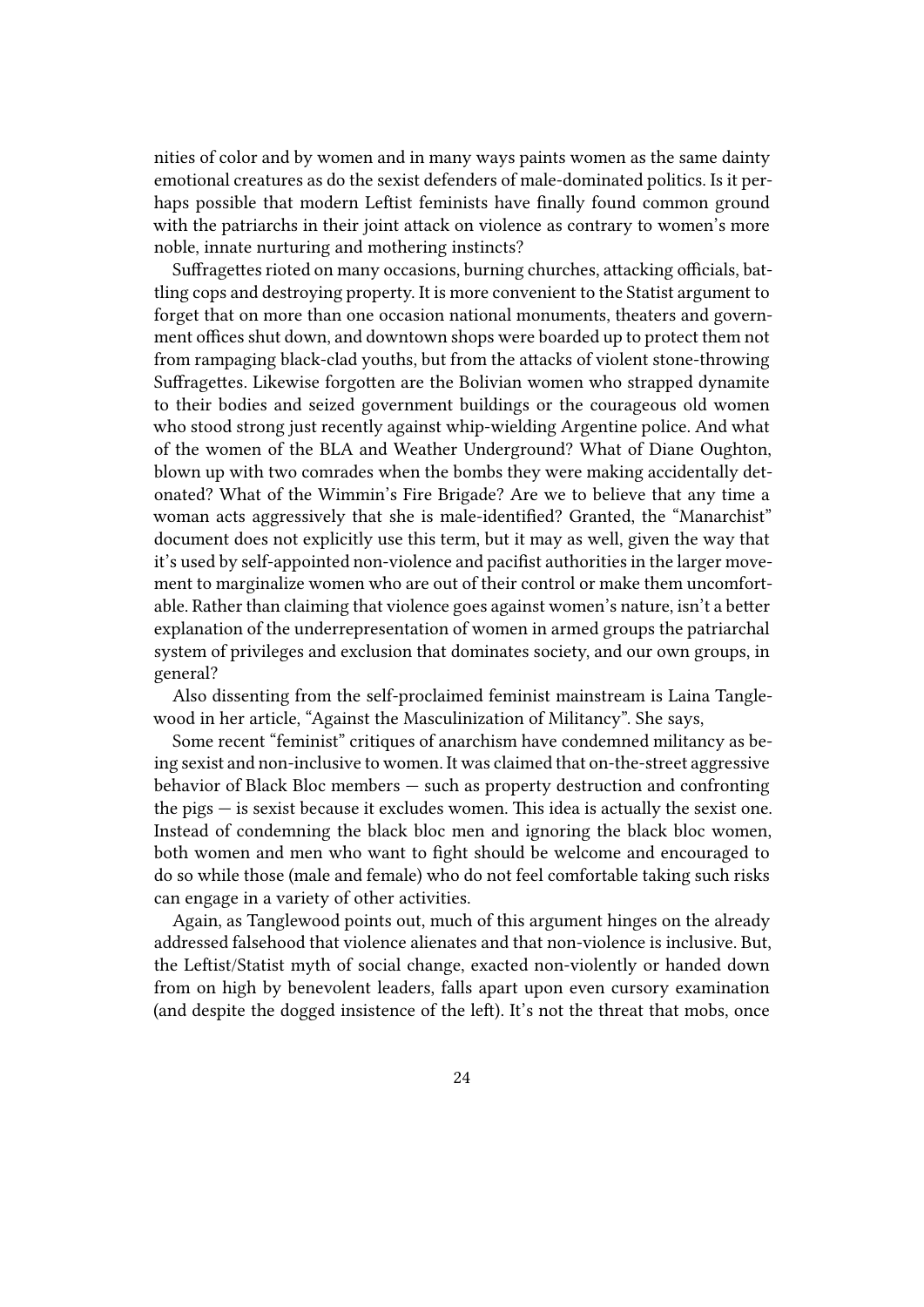nities of color and by women and in many ways paints women as the same dainty emotional creatures as do the sexist defenders of male-dominated politics. Is it perhaps possible that modern Leftist feminists have finally found common ground with the patriarchs in their joint attack on violence as contrary to women's more noble, innate nurturing and mothering instincts?

Suffragettes rioted on many occasions, burning churches, attacking officials, battling cops and destroying property. It is more convenient to the Statist argument to forget that on more than one occasion national monuments, theaters and government offices shut down, and downtown shops were boarded up to protect them not from rampaging black-clad youths, but from the attacks of violent stone-throwing Suffragettes. Likewise forgotten are the Bolivian women who strapped dynamite to their bodies and seized government buildings or the courageous old women who stood strong just recently against whip-wielding Argentine police. And what of the women of the BLA and Weather Underground? What of Diane Oughton, blown up with two comrades when the bombs they were making accidentally detonated? What of the Wimmin's Fire Brigade? Are we to believe that any time a woman acts aggressively that she is male-identified? Granted, the "Manarchist" document does not explicitly use this term, but it may as well, given the way that it's used by self-appointed non-violence and pacifist authorities in the larger movement to marginalize women who are out of their control or make them uncomfortable. Rather than claiming that violence goes against women's nature, isn't a better explanation of the underrepresentation of women in armed groups the patriarchal system of privileges and exclusion that dominates society, and our own groups, in general?

Also dissenting from the self-proclaimed feminist mainstream is Laina Tanglewood in her article, "Against the Masculinization of Militancy". She says,

Some recent "feminist" critiques of anarchism have condemned militancy as being sexist and non-inclusive to women. It was claimed that on-the-street aggressive behavior of Black Bloc members — such as property destruction and confronting the pigs — is sexist because it excludes women. This idea is actually the sexist one. Instead of condemning the black bloc men and ignoring the black bloc women, both women and men who want to fight should be welcome and encouraged to do so while those (male and female) who do not feel comfortable taking such risks can engage in a variety of other activities.

Again, as Tanglewood points out, much of this argument hinges on the already addressed falsehood that violence alienates and that non-violence is inclusive. But, the Leftist/Statist myth of social change, exacted non-violently or handed down from on high by benevolent leaders, falls apart upon even cursory examination (and despite the dogged insistence of the left). It's not the threat that mobs, once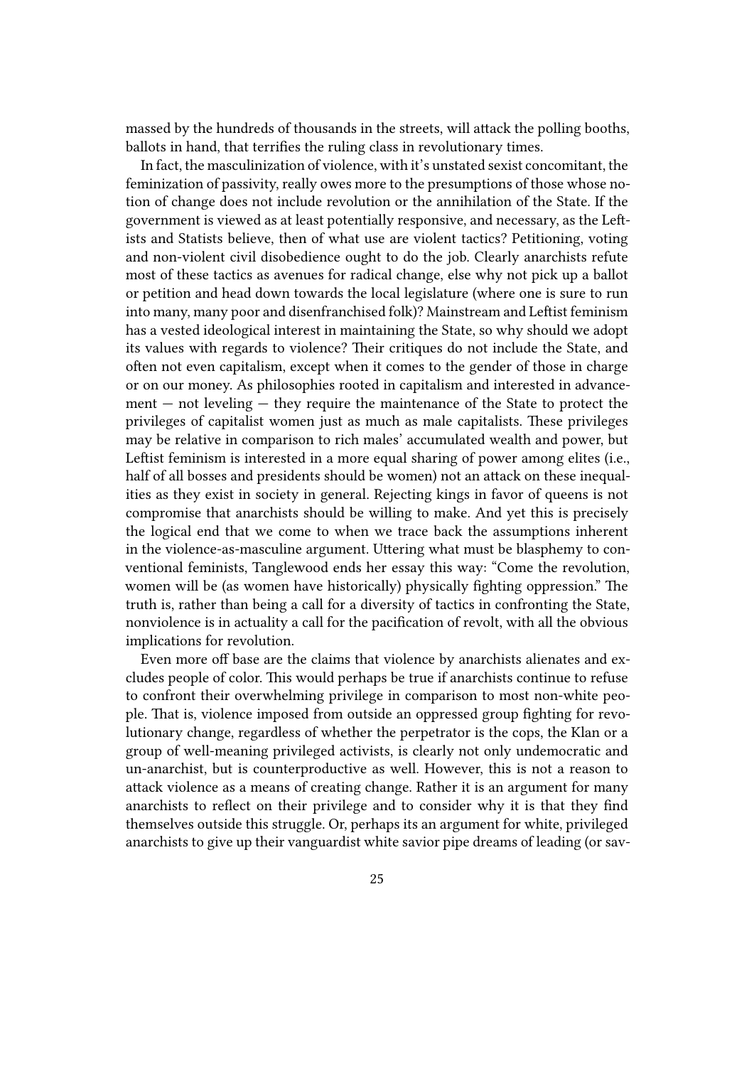massed by the hundreds of thousands in the streets, will attack the polling booths, ballots in hand, that terrifies the ruling class in revolutionary times.

In fact, the masculinization of violence, with it's unstated sexist concomitant, the feminization of passivity, really owes more to the presumptions of those whose notion of change does not include revolution or the annihilation of the State. If the government is viewed as at least potentially responsive, and necessary, as the Leftists and Statists believe, then of what use are violent tactics? Petitioning, voting and non-violent civil disobedience ought to do the job. Clearly anarchists refute most of these tactics as avenues for radical change, else why not pick up a ballot or petition and head down towards the local legislature (where one is sure to run into many, many poor and disenfranchised folk)? Mainstream and Leftist feminism has a vested ideological interest in maintaining the State, so why should we adopt its values with regards to violence? Their critiques do not include the State, and often not even capitalism, except when it comes to the gender of those in charge or on our money. As philosophies rooted in capitalism and interested in advancement — not leveling — they require the maintenance of the State to protect the privileges of capitalist women just as much as male capitalists. These privileges may be relative in comparison to rich males' accumulated wealth and power, but Leftist feminism is interested in a more equal sharing of power among elites (i.e., half of all bosses and presidents should be women) not an attack on these inequalities as they exist in society in general. Rejecting kings in favor of queens is not compromise that anarchists should be willing to make. And yet this is precisely the logical end that we come to when we trace back the assumptions inherent in the violence-as-masculine argument. Uttering what must be blasphemy to conventional feminists, Tanglewood ends her essay this way: "Come the revolution, women will be (as women have historically) physically fighting oppression." The truth is, rather than being a call for a diversity of tactics in confronting the State, nonviolence is in actuality a call for the pacification of revolt, with all the obvious implications for revolution.

Even more off base are the claims that violence by anarchists alienates and excludes people of color. This would perhaps be true if anarchists continue to refuse to confront their overwhelming privilege in comparison to most non-white people. That is, violence imposed from outside an oppressed group fighting for revolutionary change, regardless of whether the perpetrator is the cops, the Klan or a group of well-meaning privileged activists, is clearly not only undemocratic and un-anarchist, but is counterproductive as well. However, this is not a reason to attack violence as a means of creating change. Rather it is an argument for many anarchists to reflect on their privilege and to consider why it is that they find themselves outside this struggle. Or, perhaps its an argument for white, privileged anarchists to give up their vanguardist white savior pipe dreams of leading (or sav-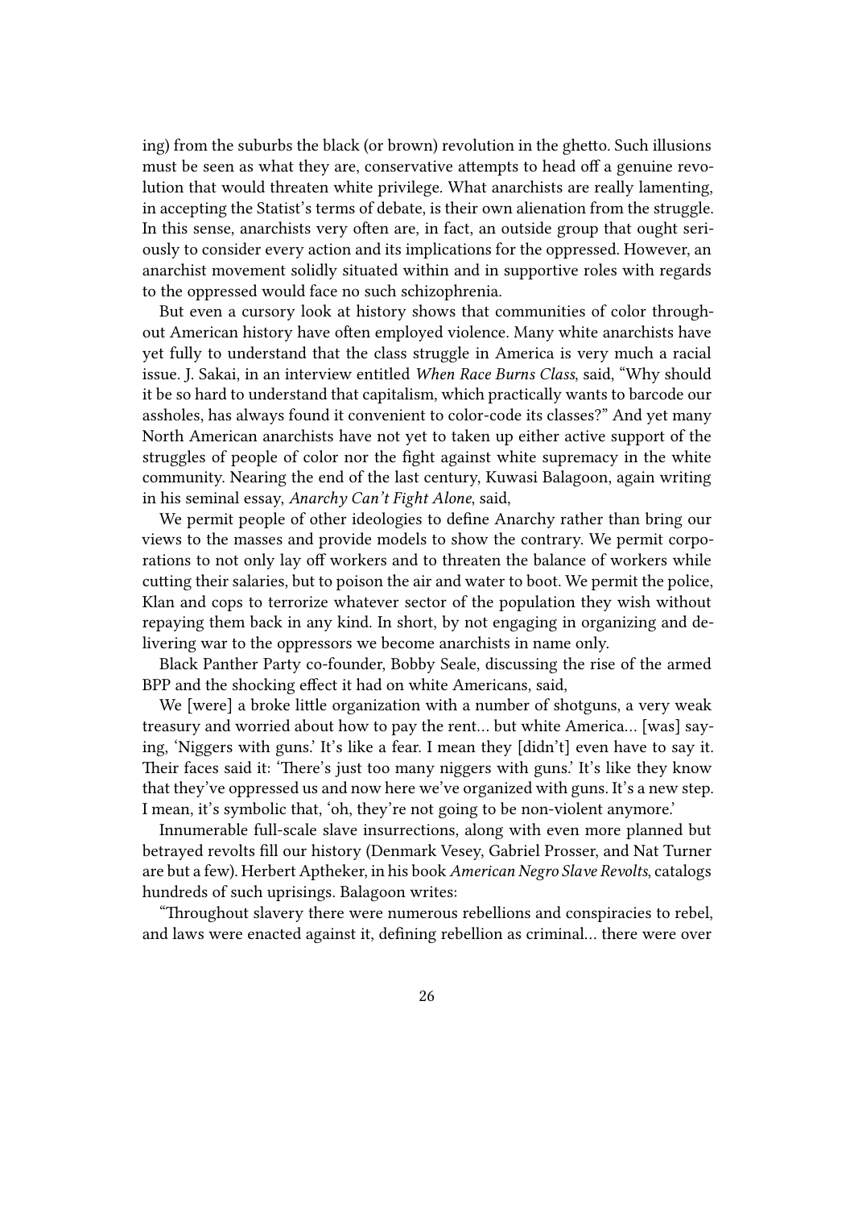ing) from the suburbs the black (or brown) revolution in the ghetto. Such illusions must be seen as what they are, conservative attempts to head off a genuine revolution that would threaten white privilege. What anarchists are really lamenting, in accepting the Statist's terms of debate, is their own alienation from the struggle. In this sense, anarchists very often are, in fact, an outside group that ought seriously to consider every action and its implications for the oppressed. However, an anarchist movement solidly situated within and in supportive roles with regards to the oppressed would face no such schizophrenia.

But even a cursory look at history shows that communities of color throughout American history have often employed violence. Many white anarchists have yet fully to understand that the class struggle in America is very much a racial issue. J. Sakai, in an interview entitled *When Race Burns Class*, said, "Why should it be so hard to understand that capitalism, which practically wants to barcode our assholes, has always found it convenient to color-code its classes?" And yet many North American anarchists have not yet to taken up either active support of the struggles of people of color nor the fight against white supremacy in the white community. Nearing the end of the last century, Kuwasi Balagoon, again writing in his seminal essay, *Anarchy Can't Fight Alone*, said,

We permit people of other ideologies to define Anarchy rather than bring our views to the masses and provide models to show the contrary. We permit corporations to not only lay off workers and to threaten the balance of workers while cutting their salaries, but to poison the air and water to boot. We permit the police, Klan and cops to terrorize whatever sector of the population they wish without repaying them back in any kind. In short, by not engaging in organizing and delivering war to the oppressors we become anarchists in name only.

Black Panther Party co-founder, Bobby Seale, discussing the rise of the armed BPP and the shocking effect it had on white Americans, said,

We [were] a broke little organization with a number of shotguns, a very weak treasury and worried about how to pay the rent… but white America… [was] saying, 'Niggers with guns.' It's like a fear. I mean they [didn't] even have to say it. Their faces said it: 'There's just too many niggers with guns.' It's like they know that they've oppressed us and now here we've organized with guns. It's a new step. I mean, it's symbolic that, 'oh, they're not going to be non-violent anymore.'

Innumerable full-scale slave insurrections, along with even more planned but betrayed revolts fill our history (Denmark Vesey, Gabriel Prosser, and Nat Turner are but a few). Herbert Aptheker, in his book *American Negro Slave Revolts*, catalogs hundreds of such uprisings. Balagoon writes:

"Throughout slavery there were numerous rebellions and conspiracies to rebel, and laws were enacted against it, defining rebellion as criminal… there were over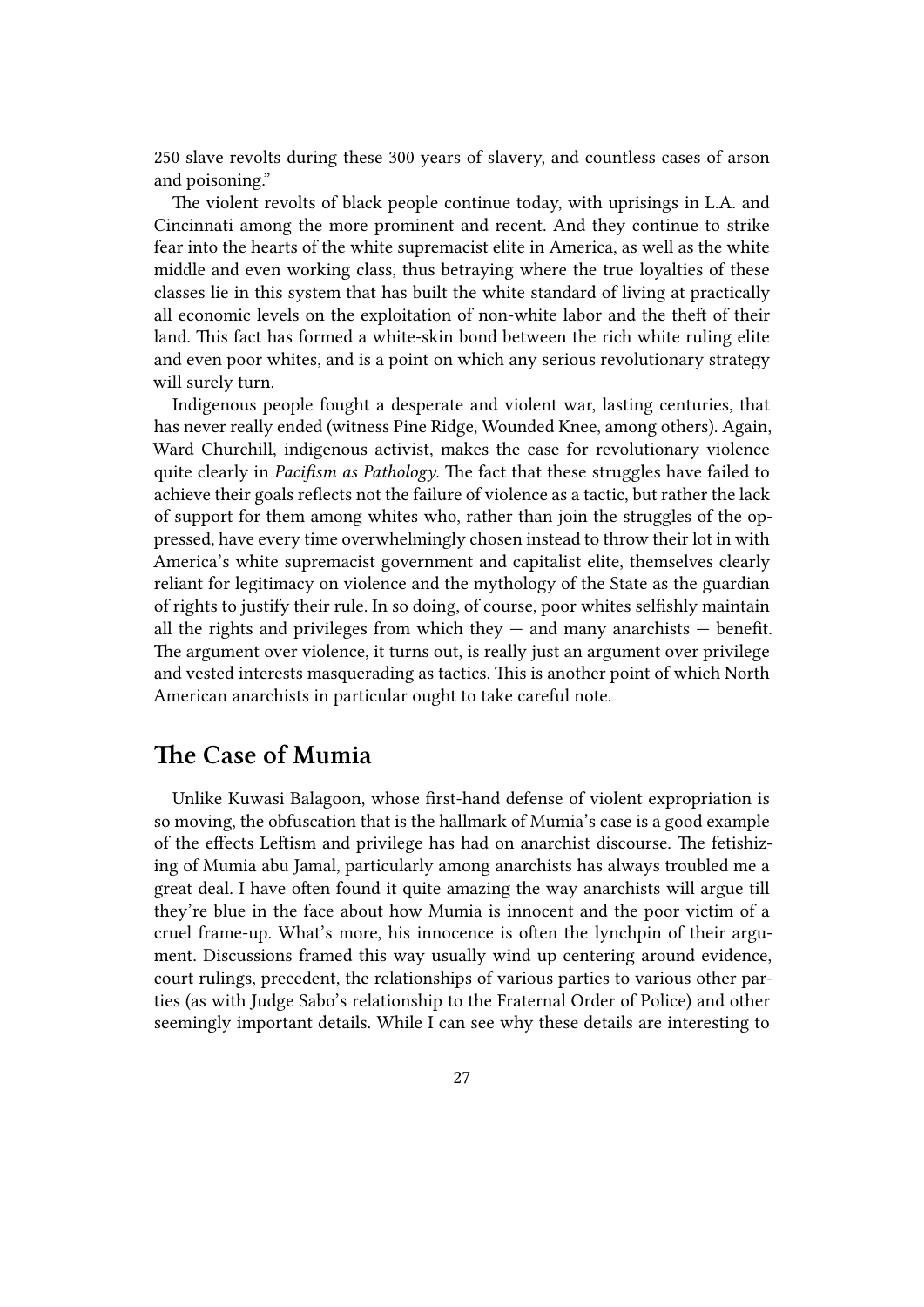250 slave revolts during these 300 years of slavery, and countless cases of arson and poisoning."

The violent revolts of black people continue today, with uprisings in L.A. and Cincinnati among the more prominent and recent. And they continue to strike fear into the hearts of the white supremacist elite in America, as well as the white middle and even working class, thus betraying where the true loyalties of these classes lie in this system that has built the white standard of living at practically all economic levels on the exploitation of non-white labor and the theft of their land. This fact has formed a white-skin bond between the rich white ruling elite and even poor whites, and is a point on which any serious revolutionary strategy will surely turn.

Indigenous people fought a desperate and violent war, lasting centuries, that has never really ended (witness Pine Ridge, Wounded Knee, among others). Again, Ward Churchill, indigenous activist, makes the case for revolutionary violence quite clearly in *Pacifism as Pathology*. The fact that these struggles have failed to achieve their goals reflects not the failure of violence as a tactic, but rather the lack of support for them among whites who, rather than join the struggles of the oppressed, have every time overwhelmingly chosen instead to throw their lot in with America's white supremacist government and capitalist elite, themselves clearly reliant for legitimacy on violence and the mythology of the State as the guardian of rights to justify their rule. In so doing, of course, poor whites selfishly maintain all the rights and privileges from which they — and many anarchists — benefit. The argument over violence, it turns out, is really just an argument over privilege and vested interests masquerading as tactics. This is another point of which North American anarchists in particular ought to take careful note.

## The Case of Mumia

Unlike Kuwasi Balagoon, whose first-hand defense of violent expropriation is so moving, the obfuscation that is the hallmark of Mumia's case is a good example of the effects Leftism and privilege has had on anarchist discourse. The fetishizing of Mumia abu Jamal, particularly among anarchists has always troubled me a great deal. I have often found it quite amazing the way anarchists will argue till they're blue in the face about how Mumia is innocent and the poor victim of a cruel frame-up. What's more, his innocence is often the lynchpin of their argument. Discussions framed this way usually wind up centering around evidence, court rulings, precedent, the relationships of various parties to various other parties (as with Judge Sabo's relationship to the Fraternal Order of Police) and other seemingly important details. While I can see why these details are interesting to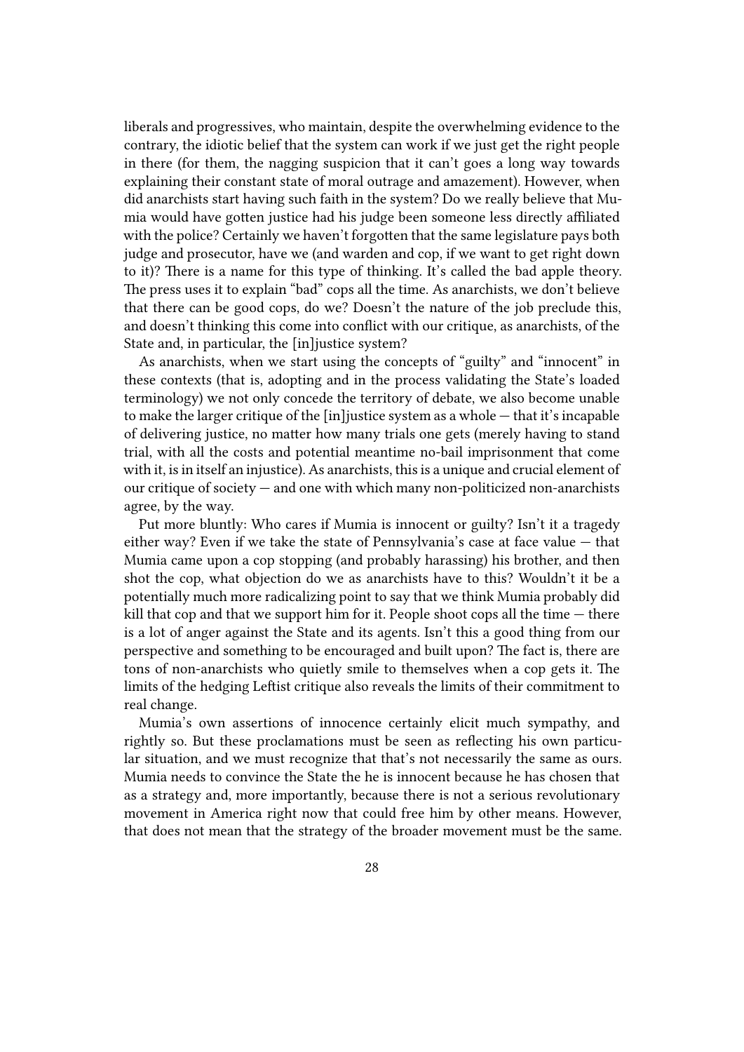liberals and progressives, who maintain, despite the overwhelming evidence to the contrary, the idiotic belief that the system can work if we just get the right people in there (for them, the nagging suspicion that it can't goes a long way towards explaining their constant state of moral outrage and amazement). However, when did anarchists start having such faith in the system? Do we really believe that Mumia would have gotten justice had his judge been someone less directly affiliated with the police? Certainly we haven't forgotten that the same legislature pays both judge and prosecutor, have we (and warden and cop, if we want to get right down to it)? There is a name for this type of thinking. It's called the bad apple theory. The press uses it to explain "bad" cops all the time. As anarchists, we don't believe that there can be good cops, do we? Doesn't the nature of the job preclude this, and doesn't thinking this come into conflict with our critique, as anarchists, of the State and, in particular, the [in]justice system?

As anarchists, when we start using the concepts of "guilty" and "innocent" in these contexts (that is, adopting and in the process validating the State's loaded terminology) we not only concede the territory of debate, we also become unable to make the larger critique of the [in]justice system as a whole — that it's incapable of delivering justice, no matter how many trials one gets (merely having to stand trial, with all the costs and potential meantime no-bail imprisonment that come with it, is in itself an injustice). As anarchists, this is a unique and crucial element of our critique of society — and one with which many non-politicized non-anarchists agree, by the way.

Put more bluntly: Who cares if Mumia is innocent or guilty? Isn't it a tragedy either way? Even if we take the state of Pennsylvania's case at face value — that Mumia came upon a cop stopping (and probably harassing) his brother, and then shot the cop, what objection do we as anarchists have to this? Wouldn't it be a potentially much more radicalizing point to say that we think Mumia probably did kill that cop and that we support him for it. People shoot cops all the time — there is a lot of anger against the State and its agents. Isn't this a good thing from our perspective and something to be encouraged and built upon? The fact is, there are tons of non-anarchists who quietly smile to themselves when a cop gets it. The limits of the hedging Leftist critique also reveals the limits of their commitment to real change.

Mumia's own assertions of innocence certainly elicit much sympathy, and rightly so. But these proclamations must be seen as reflecting his own particular situation, and we must recognize that that's not necessarily the same as ours. Mumia needs to convince the State the he is innocent because he has chosen that as a strategy and, more importantly, because there is not a serious revolutionary movement in America right now that could free him by other means. However, that does not mean that the strategy of the broader movement must be the same.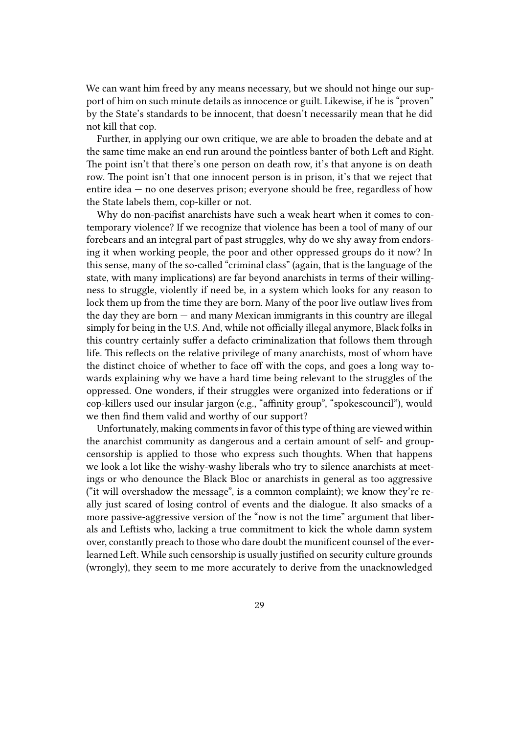We can want him freed by any means necessary, but we should not hinge our support of him on such minute details as innocence or guilt. Likewise, if he is "proven" by the State's standards to be innocent, that doesn't necessarily mean that he did not kill that cop.

Further, in applying our own critique, we are able to broaden the debate and at the same time make an end run around the pointless banter of both Left and Right. The point isn't that there's one person on death row, it's that anyone is on death row. The point isn't that one innocent person is in prison, it's that we reject that entire idea — no one deserves prison; everyone should be free, regardless of how the State labels them, cop-killer or not.

Why do non-pacifist anarchists have such a weak heart when it comes to contemporary violence? If we recognize that violence has been a tool of many of our forebears and an integral part of past struggles, why do we shy away from endorsing it when working people, the poor and other oppressed groups do it now? In this sense, many of the so-called "criminal class" (again, that is the language of the state, with many implications) are far beyond anarchists in terms of their willingness to struggle, violently if need be, in a system which looks for any reason to lock them up from the time they are born. Many of the poor live outlaw lives from the day they are born — and many Mexican immigrants in this country are illegal simply for being in the U.S. And, while not officially illegal anymore, Black folks in this country certainly suffer a defacto criminalization that follows them through life. This reflects on the relative privilege of many anarchists, most of whom have the distinct choice of whether to face off with the cops, and goes a long way towards explaining why we have a hard time being relevant to the struggles of the oppressed. One wonders, if their struggles were organized into federations or if cop-killers used our insular jargon (e.g., "affinity group", "spokescouncil"), would we then find them valid and worthy of our support?

Unfortunately, making comments in favor of this type of thing are viewed within the anarchist community as dangerous and a certain amount of self- and group-censorship is applied to those who express such thoughts. When that happens we look a lot like the wishy-washy liberals who try to silence anarchists at meetings or who denounce the Black Bloc or anarchists in general as too aggressive ("it will overshadow the message", is a common complaint); we know they're really just scared of losing control of events and the dialogue. It also smacks of a more passive-aggressive version of the "now is not the time" argument that liberals and Leftists who, lacking a true commitment to kick the whole damn system over, constantly preach to those who dare doubt the munificent counsel of the ever-learned Left. While such censorship is usually justified on security culture grounds (wrongly), they seem to me more accurately to derive from the unacknowledged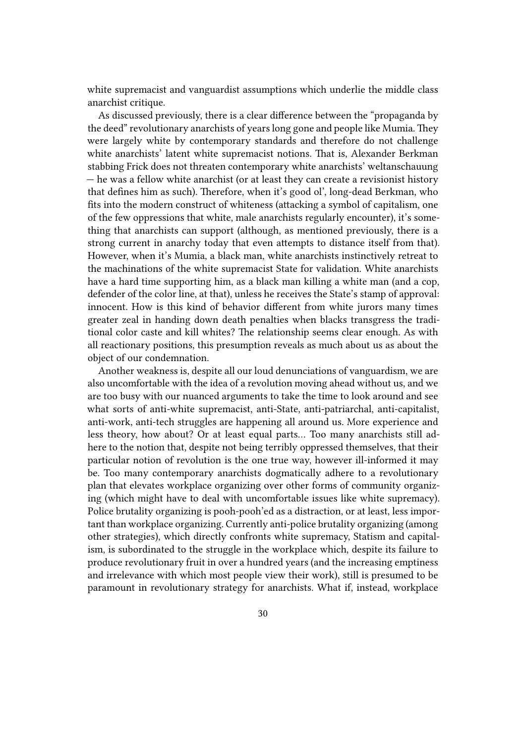white supremacist and vanguardist assumptions which underlie the middle class anarchist critique.

As discussed previously, there is a clear difference between the "propaganda by the deed" revolutionary anarchists of years long gone and people like Mumia. They were largely white by contemporary standards and therefore do not challenge white anarchists' latent white supremacist notions. That is, Alexander Berkman stabbing Frick does not threaten contemporary white anarchists' weltanschauung — he was a fellow white anarchist (or at least they can create a revisionist history that defines him as such). Therefore, when it's good ol', long-dead Berkman, who fits into the modern construct of whiteness (attacking a symbol of capitalism, one of the few oppressions that white, male anarchists regularly encounter), it's something that anarchists can support (although, as mentioned previously, there is a strong current in anarchy today that even attempts to distance itself from that). However, when it's Mumia, a black man, white anarchists instinctively retreat to the machinations of the white supremacist State for validation. White anarchists have a hard time supporting him, as a black man killing a white man (and a cop, defender of the color line, at that), unless he receives the State's stamp of approval: innocent. How is this kind of behavior different from white jurors many times greater zeal in handing down death penalties when blacks transgress the traditional color caste and kill whites? The relationship seems clear enough. As with all reactionary positions, this presumption reveals as much about us as about the object of our condemnation.

Another weakness is, despite all our loud denunciations of vanguardism, we are also uncomfortable with the idea of a revolution moving ahead without us, and we are too busy with our nuanced arguments to take the time to look around and see what sorts of anti-white supremacist, anti-State, anti-patriarchal, anti-capitalist, anti-work, anti-tech struggles are happening all around us. More experience and less theory, how about? Or at least equal parts… Too many anarchists still adhere to the notion that, despite not being terribly oppressed themselves, that their particular notion of revolution is the one true way, however ill-informed it may be. Too many contemporary anarchists dogmatically adhere to a revolutionary plan that elevates workplace organizing over other forms of community organizing (which might have to deal with uncomfortable issues like white supremacy). Police brutality organizing is pooh-pooh'ed as a distraction, or at least, less important than workplace organizing. Currently anti-police brutality organizing (among other strategies), which directly confronts white supremacy, Statism and capitalism, is subordinated to the struggle in the workplace which, despite its failure to produce revolutionary fruit in over a hundred years (and the increasing emptiness and irrelevance with which most people view their work), still is presumed to be paramount in revolutionary strategy for anarchists. What if, instead, workplace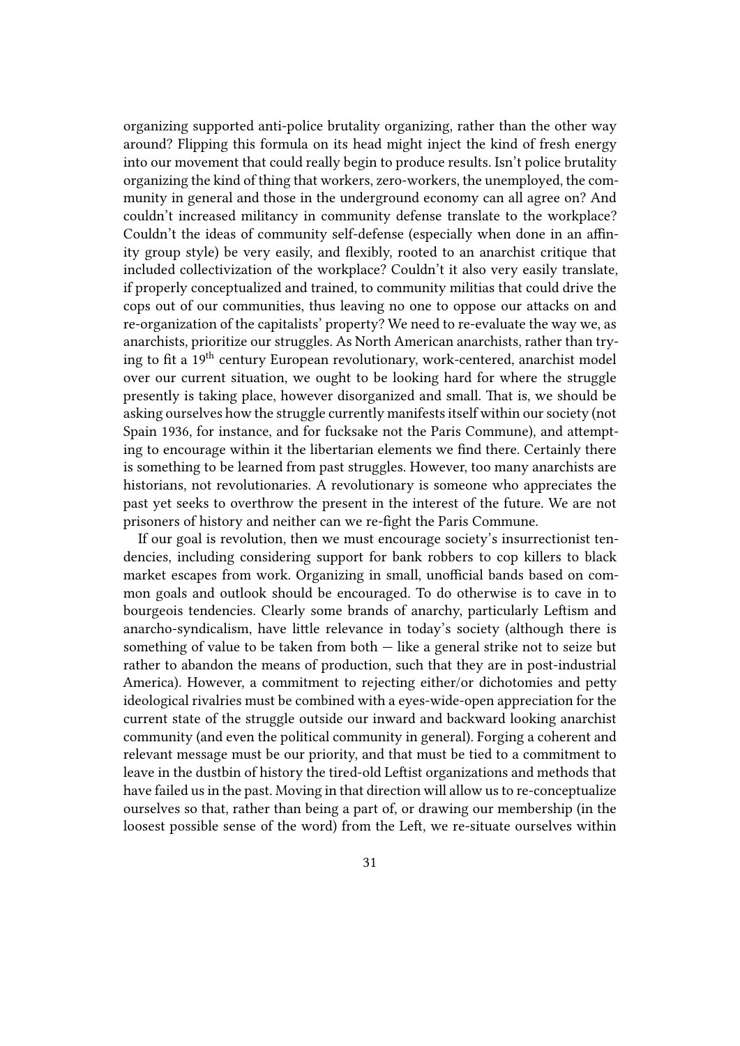organizing supported anti-police brutality organizing, rather than the other way around? Flipping this formula on its head might inject the kind of fresh energy into our movement that could really begin to produce results. Isn't police brutality organizing the kind of thing that workers, zero-workers, the unemployed, the community in general and those in the underground economy can all agree on? And couldn't increased militancy in community defense translate to the workplace? Couldn't the ideas of community self-defense (especially when done in an affinity group style) be very easily, and flexibly, rooted to an anarchist critique that included collectivization of the workplace? Couldn't it also very easily translate, if properly conceptualized and trained, to community militias that could drive the cops out of our communities, thus leaving no one to oppose our attacks on and re-organization of the capitalists' property? We need to re-evaluate the way we, as anarchists, prioritize our struggles. As North American anarchists, rather than trying to fit a 19th century European revolutionary, work-centered, anarchist model over our current situation, we ought to be looking hard for where the struggle presently is taking place, however disorganized and small. That is, we should be asking ourselves how the struggle currently manifests itself within our society (not Spain 1936, for instance, and for fucksake not the Paris Commune), and attempting to encourage within it the libertarian elements we find there. Certainly there is something to be learned from past struggles. However, too many anarchists are historians, not revolutionaries. A revolutionary is someone who appreciates the past yet seeks to overthrow the present in the interest of the future. We are not prisoners of history and neither can we re-fight the Paris Commune.

If our goal is revolution, then we must encourage society's insurrectionist tendencies, including considering support for bank robbers to cop killers to black market escapes from work. Organizing in small, unofficial bands based on common goals and outlook should be encouraged. To do otherwise is to cave in to bourgeois tendencies. Clearly some brands of anarchy, particularly Leftism and anarcho-syndicalism, have little relevance in today's society (although there is something of value to be taken from both — like a general strike not to seize but rather to abandon the means of production, such that they are in post-industrial America). However, a commitment to rejecting either/or dichotomies and petty ideological rivalries must be combined with a eyes-wide-open appreciation for the current state of the struggle outside our inward and backward looking anarchist community (and even the political community in general). Forging a coherent and relevant message must be our priority, and that must be tied to a commitment to leave in the dustbin of history the tired-old Leftist organizations and methods that have failed us in the past. Moving in that direction will allow us to re-conceptualize ourselves so that, rather than being a part of, or drawing our membership (in the loosest possible sense of the word) from the Left, we re-situate ourselves within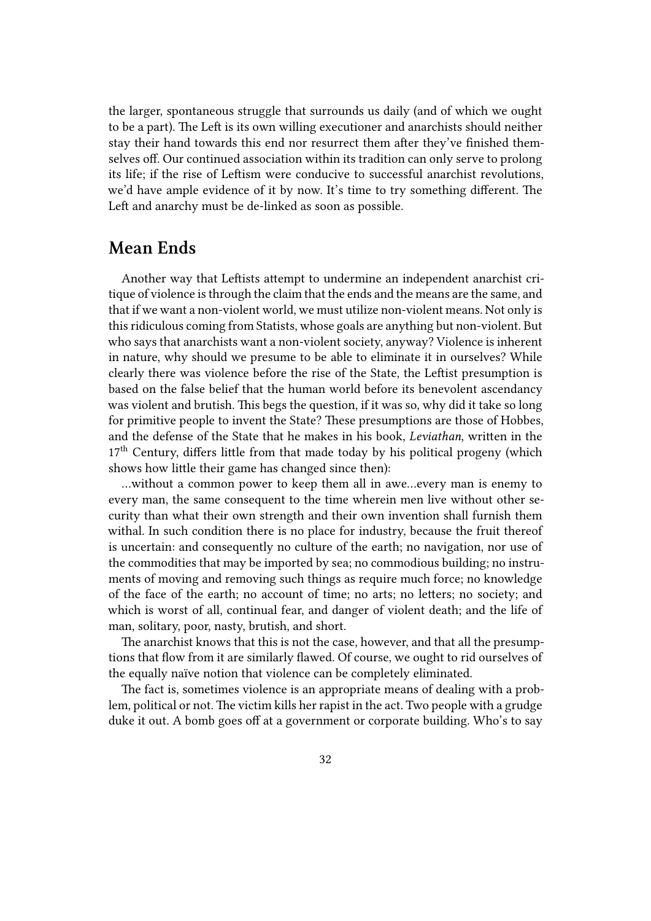the larger, spontaneous struggle that surrounds us daily (and of which we ought to be a part). The Left is its own willing executioner and anarchists should neither stay their hand towards this end nor resurrect them after they've finished themselves off. Our continued association within its tradition can only serve to prolong its life; if the rise of Leftism were conducive to successful anarchist revolutions, we'd have ample evidence of it by now. It's time to try something different. The Left and anarchy must be de-linked as soon as possible.

## Mean Ends

Another way that Leftists attempt to undermine an independent anarchist critique of violence is through the claim that the ends and the means are the same, and that if we want a non-violent world, we must utilize non-violent means. Not only is this ridiculous coming from Statists, whose goals are anything but non-violent. But who says that anarchists want a non-violent society, anyway? Violence is inherent in nature, why should we presume to be able to eliminate it in ourselves? While clearly there was violence before the rise of the State, the Leftist presumption is based on the false belief that the human world before its benevolent ascendancy was violent and brutish. This begs the question, if it was so, why did it take so long for primitive people to invent the State? These presumptions are those of Hobbes, and the defense of the State that he makes in his book, *Leviathan*, written in the 17th Century, differs little from that made today by his political progeny (which shows how little their game has changed since then):

…without a common power to keep them all in awe…every man is enemy to every man, the same consequent to the time wherein men live without other security than what their own strength and their own invention shall furnish them withal. In such condition there is no place for industry, because the fruit thereof is uncertain: and consequently no culture of the earth; no navigation, nor use of the commodities that may be imported by sea; no commodious building; no instruments of moving and removing such things as require much force; no knowledge of the face of the earth; no account of time; no arts; no letters; no society; and which is worst of all, continual fear, and danger of violent death; and the life of man, solitary, poor, nasty, brutish, and short.

The anarchist knows that this is not the case, however, and that all the presumptions that flow from it are similarly flawed. Of course, we ought to rid ourselves of the equally naïve notion that violence can be completely eliminated.

The fact is, sometimes violence is an appropriate means of dealing with a problem, political or not. The victim kills her rapist in the act. Two people with a grudge duke it out. A bomb goes off at a government or corporate building. Who's to say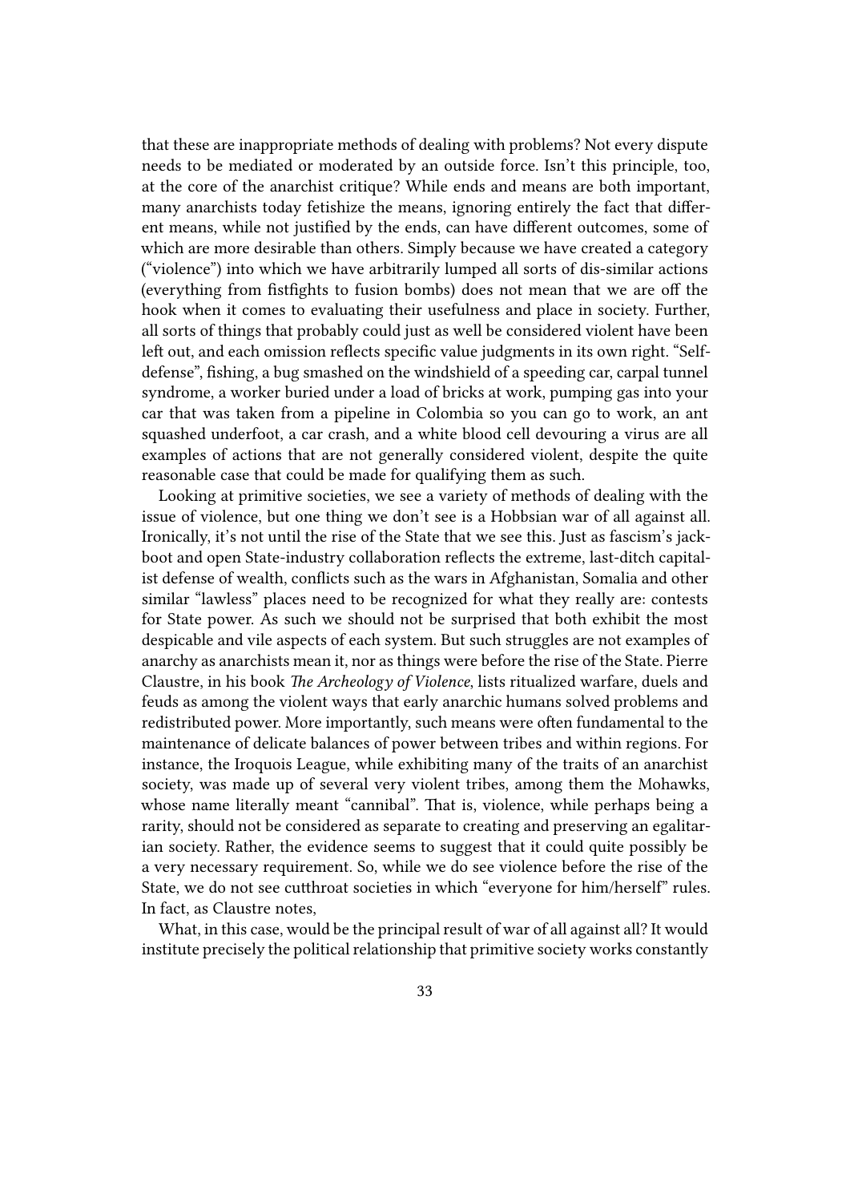that these are inappropriate methods of dealing with problems? Not every dispute needs to be mediated or moderated by an outside force. Isn't this principle, too, at the core of the anarchist critique? While ends and means are both important, many anarchists today fetishize the means, ignoring entirely the fact that different means, while not justified by the ends, can have different outcomes, some of which are more desirable than others. Simply because we have created a category ("violence") into which we have arbitrarily lumped all sorts of dis-similar actions (everything from fistfights to fusion bombs) does not mean that we are off the hook when it comes to evaluating their usefulness and place in society. Further, all sorts of things that probably could just as well be considered violent have been left out, and each omission reflects specific value judgments in its own right. "Self-defense", fishing, a bug smashed on the windshield of a speeding car, carpal tunnel syndrome, a worker buried under a load of bricks at work, pumping gas into your car that was taken from a pipeline in Colombia so you can go to work, an ant squashed underfoot, a car crash, and a white blood cell devouring a virus are all examples of actions that are not generally considered violent, despite the quite reasonable case that could be made for qualifying them as such.

Looking at primitive societies, we see a variety of methods of dealing with the issue of violence, but one thing we don't see is a Hobbsian war of all against all. Ironically, it's not until the rise of the State that we see this. Just as fascism's jack-boot and open State-industry collaboration reflects the extreme, last-ditch capitalist defense of wealth, conflicts such as the wars in Afghanistan, Somalia and other similar "lawless" places need to be recognized for what they really are: contests for State power. As such we should not be surprised that both exhibit the most despicable and vile aspects of each system. But such struggles are not examples of anarchy as anarchists mean it, nor as things were before the rise of the State. Pierre Claustre, in his book *The Archeology of Violence*, lists ritualized warfare, duels and feuds as among the violent ways that early anarchic humans solved problems and redistributed power. More importantly, such means were often fundamental to the maintenance of delicate balances of power between tribes and within regions. For instance, the Iroquois League, while exhibiting many of the traits of an anarchist society, was made up of several very violent tribes, among them the Mohawks, whose name literally meant "cannibal". That is, violence, while perhaps being a rarity, should not be considered as separate to creating and preserving an egalitarian society. Rather, the evidence seems to suggest that it could quite possibly be a very necessary requirement. So, while we do see violence before the rise of the State, we do not see cutthroat societies in which "everyone for him/herself" rules. In fact, as Claustre notes,

What, in this case, would be the principal result of war of all against all? It would institute precisely the political relationship that primitive society works constantly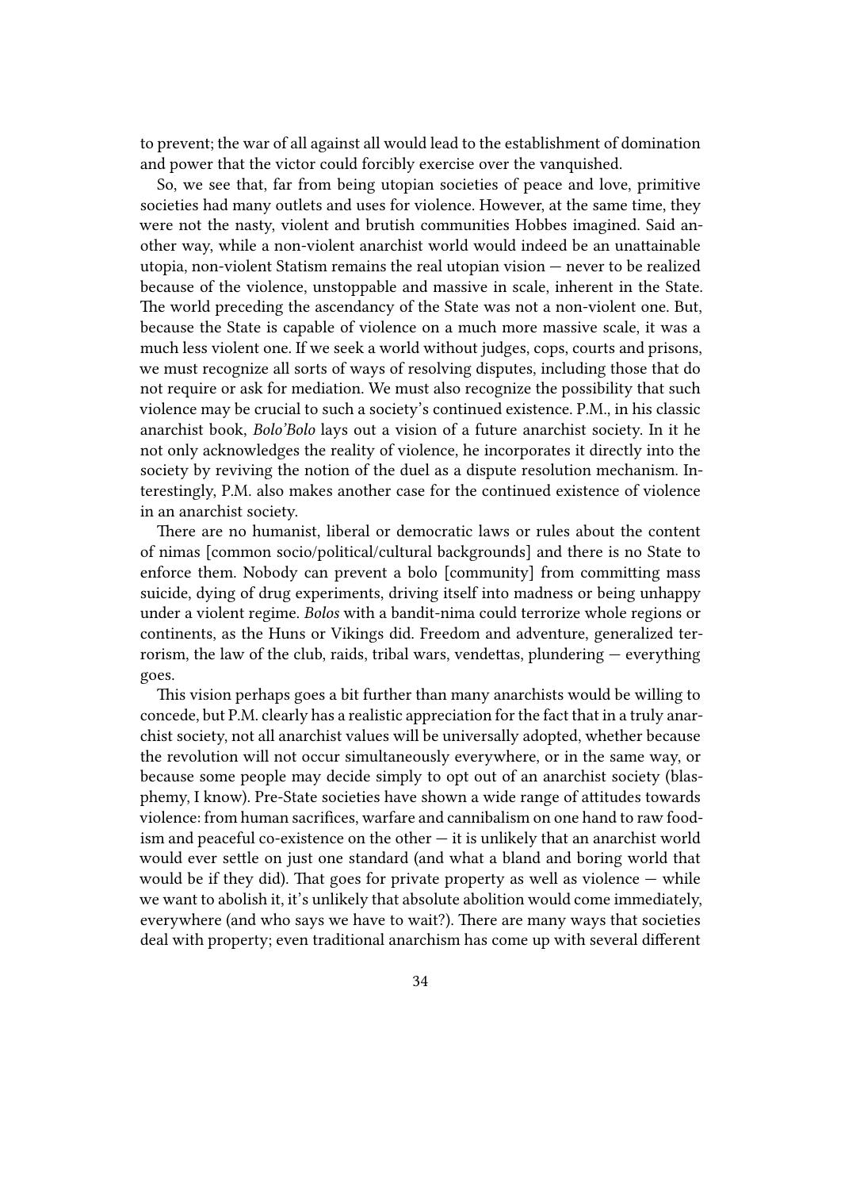to prevent; the war of all against all would lead to the establishment of domination and power that the victor could forcibly exercise over the vanquished.

So, we see that, far from being utopian societies of peace and love, primitive societies had many outlets and uses for violence. However, at the same time, they were not the nasty, violent and brutish communities Hobbes imagined. Said another way, while a non-violent anarchist world would indeed be an unattainable utopia, non-violent Statism remains the real utopian vision — never to be realized because of the violence, unstoppable and massive in scale, inherent in the State. The world preceding the ascendancy of the State was not a non-violent one. But, because the State is capable of violence on a much more massive scale, it was a much less violent one. If we seek a world without judges, cops, courts and prisons, we must recognize all sorts of ways of resolving disputes, including those that do not require or ask for mediation. We must also recognize the possibility that such violence may be crucial to such a society's continued existence. P.M., in his classic anarchist book, *Bolo'Bolo* lays out a vision of a future anarchist society. In it he not only acknowledges the reality of violence, he incorporates it directly into the society by reviving the notion of the duel as a dispute resolution mechanism. Interestingly, P.M. also makes another case for the continued existence of violence in an anarchist society.

There are no humanist, liberal or democratic laws or rules about the content of nimas [common socio/political/cultural backgrounds] and there is no State to enforce them. Nobody can prevent a bolo [community] from committing mass suicide, dying of drug experiments, driving itself into madness or being unhappy under a violent regime. *Bolos* with a bandit-nima could terrorize whole regions or continents, as the Huns or Vikings did. Freedom and adventure, generalized terrorism, the law of the club, raids, tribal wars, vendettas, plundering — everything goes.

This vision perhaps goes a bit further than many anarchists would be willing to concede, but P.M. clearly has a realistic appreciation for the fact that in a truly anarchist society, not all anarchist values will be universally adopted, whether because the revolution will not occur simultaneously everywhere, or in the same way, or because some people may decide simply to opt out of an anarchist society (blasphemy, I know). Pre-State societies have shown a wide range of attitudes towards violence: from human sacrifices, warfare and cannibalism on one hand to raw foodism and peaceful co-existence on the other — it is unlikely that an anarchist world would ever settle on just one standard (and what a bland and boring world that would be if they did). That goes for private property as well as violence — while we want to abolish it, it's unlikely that absolute abolition would come immediately, everywhere (and who says we have to wait?). There are many ways that societies deal with property; even traditional anarchism has come up with several different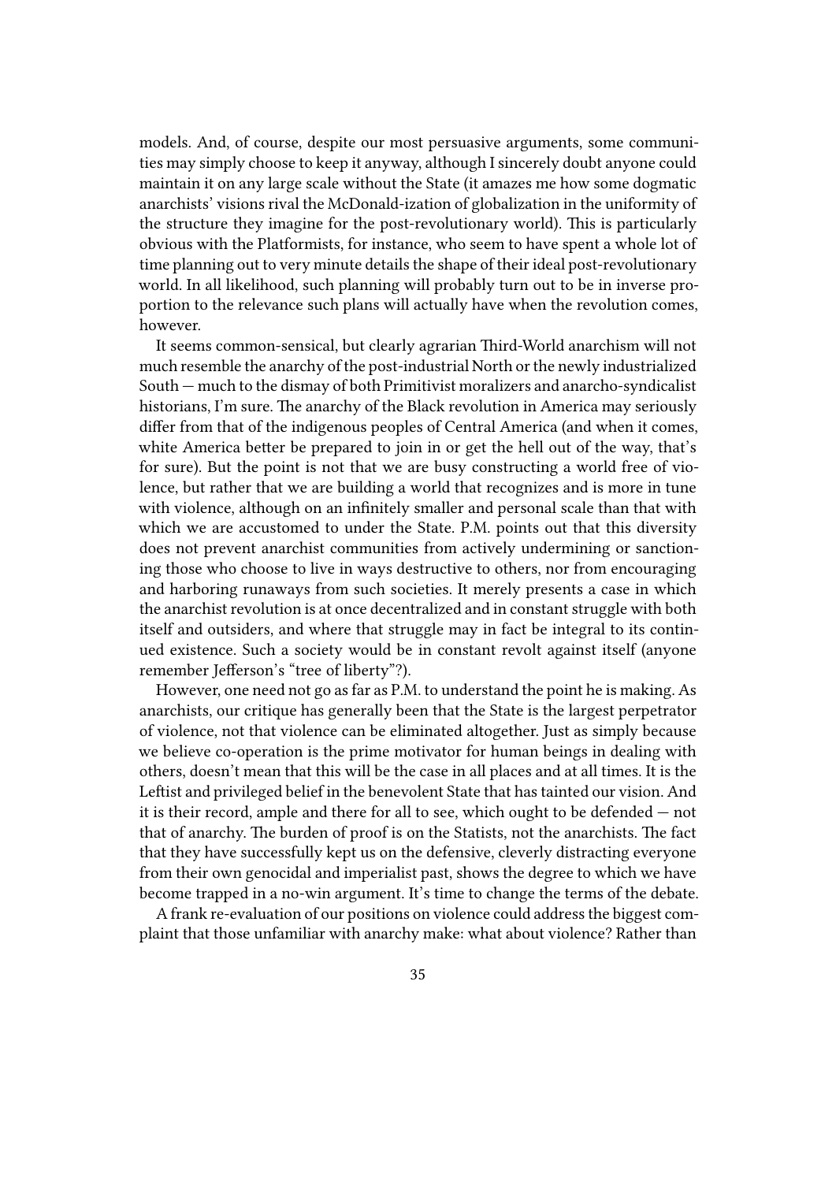models. And, of course, despite our most persuasive arguments, some communities may simply choose to keep it anyway, although I sincerely doubt anyone could maintain it on any large scale without the State (it amazes me how some dogmatic anarchists' visions rival the McDonald-ization of globalization in the uniformity of the structure they imagine for the post-revolutionary world). This is particularly obvious with the Platformists, for instance, who seem to have spent a whole lot of time planning out to very minute details the shape of their ideal post-revolutionary world. In all likelihood, such planning will probably turn out to be in inverse proportion to the relevance such plans will actually have when the revolution comes, however.

It seems common-sensical, but clearly agrarian Third-World anarchism will not much resemble the anarchy of the post-industrial North or the newly industrialized South — much to the dismay of both Primitivist moralizers and anarcho-syndicalist historians, I'm sure. The anarchy of the Black revolution in America may seriously differ from that of the indigenous peoples of Central America (and when it comes, white America better be prepared to join in or get the hell out of the way, that's for sure). But the point is not that we are busy constructing a world free of violence, but rather that we are building a world that recognizes and is more in tune with violence, although on an infinitely smaller and personal scale than that with which we are accustomed to under the State. P.M. points out that this diversity does not prevent anarchist communities from actively undermining or sanctioning those who choose to live in ways destructive to others, nor from encouraging and harboring runaways from such societies. It merely presents a case in which the anarchist revolution is at once decentralized and in constant struggle with both itself and outsiders, and where that struggle may in fact be integral to its continued existence. Such a society would be in constant revolt against itself (anyone remember Jefferson's "tree of liberty"?).

However, one need not go as far as P.M. to understand the point he is making. As anarchists, our critique has generally been that the State is the largest perpetrator of violence, not that violence can be eliminated altogether. Just as simply because we believe co-operation is the prime motivator for human beings in dealing with others, doesn't mean that this will be the case in all places and at all times. It is the Leftist and privileged belief in the benevolent State that has tainted our vision. And it is their record, ample and there for all to see, which ought to be defended — not that of anarchy. The burden of proof is on the Statists, not the anarchists. The fact that they have successfully kept us on the defensive, cleverly distracting everyone from their own genocidal and imperialist past, shows the degree to which we have become trapped in a no-win argument. It's time to change the terms of the debate.

A frank re-evaluation of our positions on violence could address the biggest complaint that those unfamiliar with anarchy make: what about violence? Rather than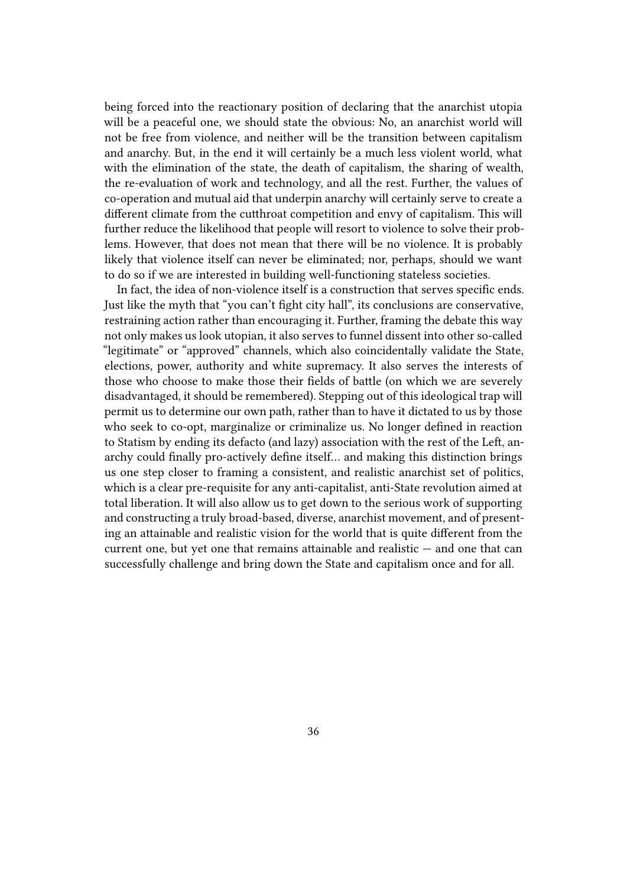being forced into the reactionary position of declaring that the anarchist utopia will be a peaceful one, we should state the obvious: No, an anarchist world will not be free from violence, and neither will be the transition between capitalism and anarchy. But, in the end it will certainly be a much less violent world, what with the elimination of the state, the death of capitalism, the sharing of wealth, the re-evaluation of work and technology, and all the rest. Further, the values of co-operation and mutual aid that underpin anarchy will certainly serve to create a different climate from the cutthroat competition and envy of capitalism. This will further reduce the likelihood that people will resort to violence to solve their problems. However, that does not mean that there will be no violence. It is probably likely that violence itself can never be eliminated; nor, perhaps, should we want to do so if we are interested in building well-functioning stateless societies.

In fact, the idea of non-violence itself is a construction that serves specific ends. Just like the myth that "you can't fight city hall", its conclusions are conservative, restraining action rather than encouraging it. Further, framing the debate this way not only makes us look utopian, it also serves to funnel dissent into other so-called "legitimate" or "approved" channels, which also coincidentally validate the State, elections, power, authority and white supremacy. It also serves the interests of those who choose to make those their fields of battle (on which we are severely disadvantaged, it should be remembered). Stepping out of this ideological trap will permit us to determine our own path, rather than to have it dictated to us by those who seek to co-opt, marginalize or criminalize us. No longer defined in reaction to Statism by ending its defacto (and lazy) association with the rest of the Left, anarchy could finally pro-actively define itself… and making this distinction brings us one step closer to framing a consistent, and realistic anarchist set of politics, which is a clear pre-requisite for any anti-capitalist, anti-State revolution aimed at total liberation. It will also allow us to get down to the serious work of supporting and constructing a truly broad-based, diverse, anarchist movement, and of presenting an attainable and realistic vision for the world that is quite different from the current one, but yet one that remains attainable and realistic — and one that can successfully challenge and bring down the State and capitalism once and for all.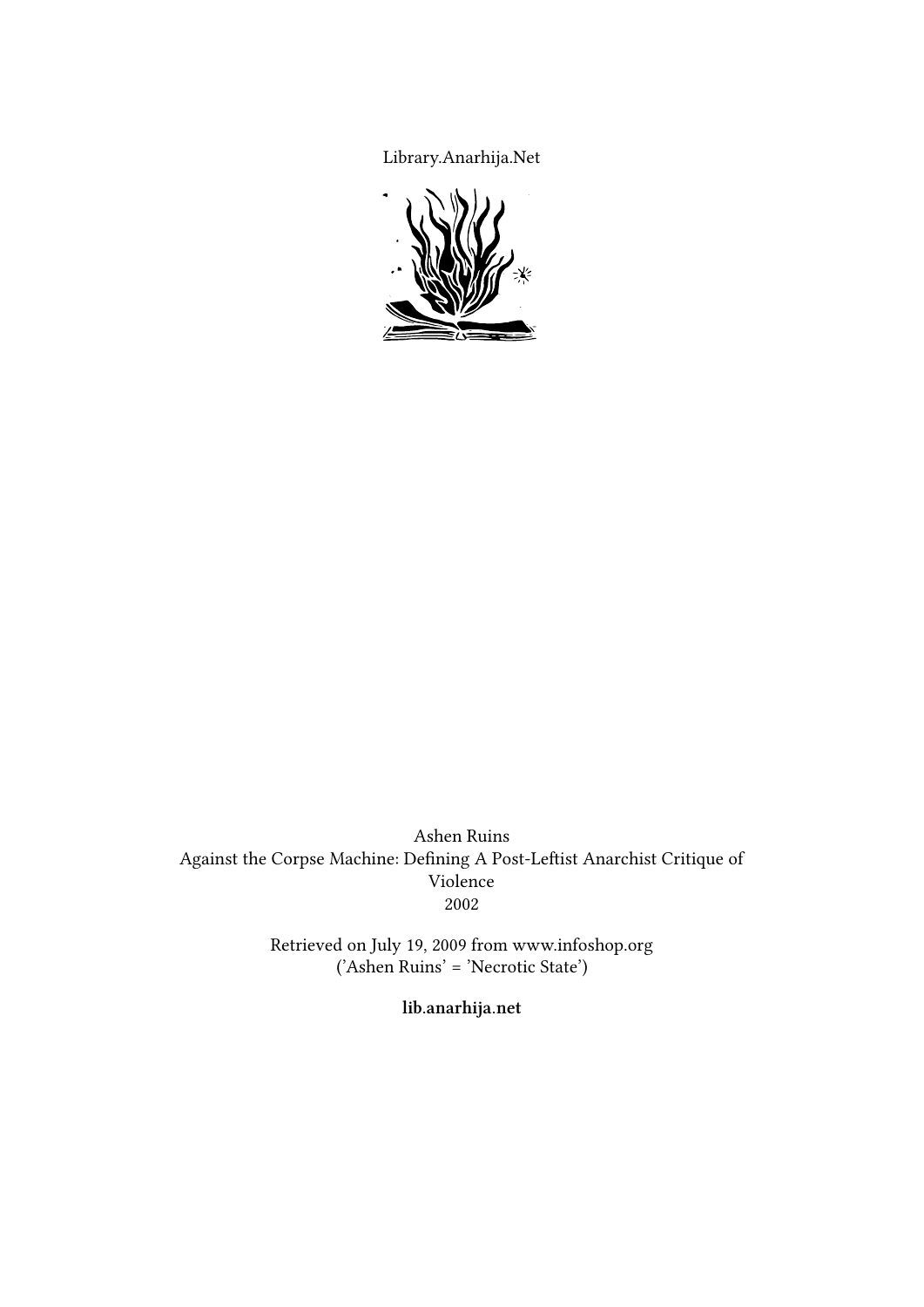Library.Anarhija.Net

Ashen Ruins
Against the Corpse Machine: Defining A Post-Leftist Anarchist Critique of Violence
2002

Retrieved on July 19, 2009 from www.infoshop.org
('Ashen Ruins' = 'Necrotic State')

**lib.anarhija.net**